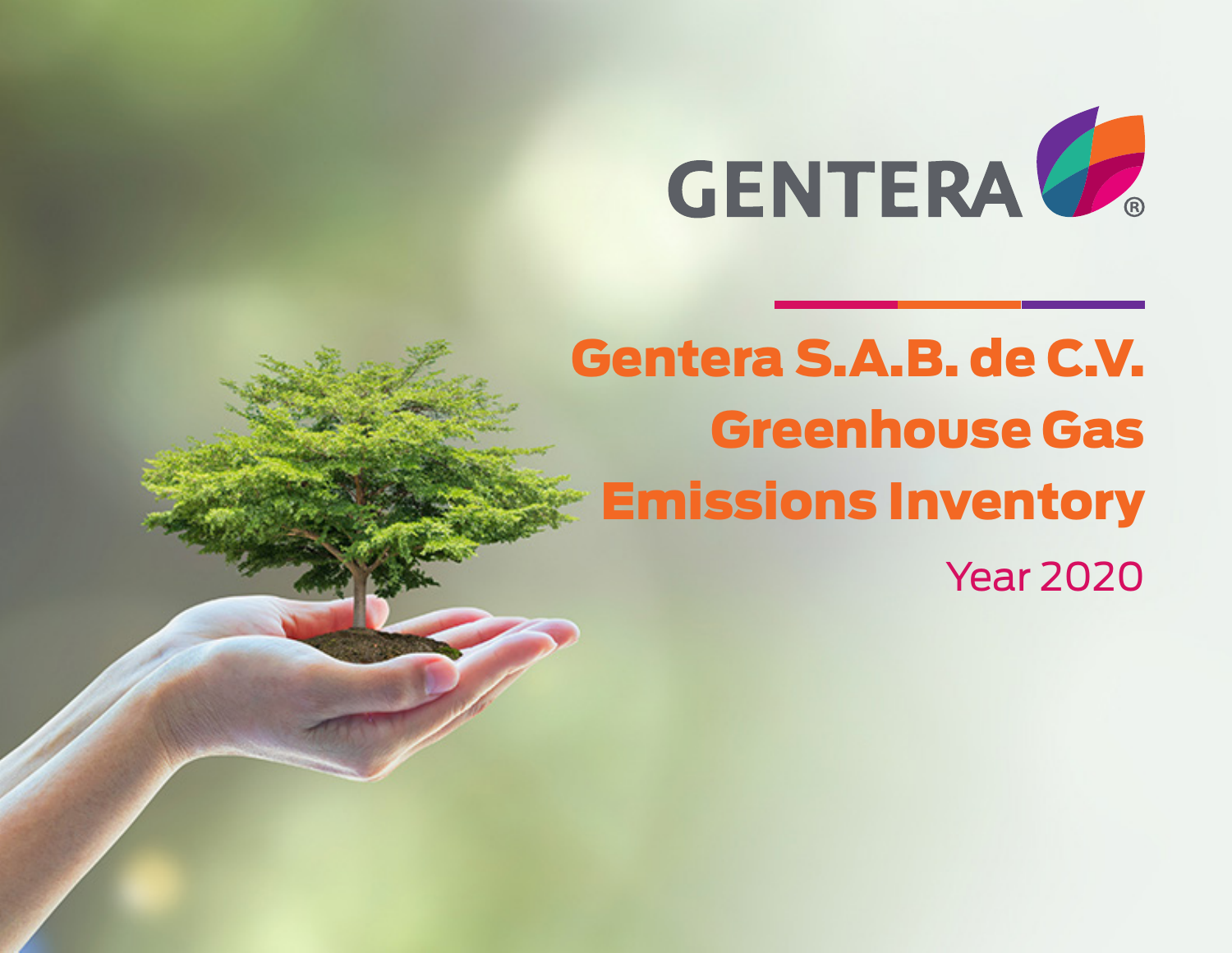GENTERA®

# Gentera S.A.B. de C.V. Greenhouse Gas Emissions Inventory

Year 2020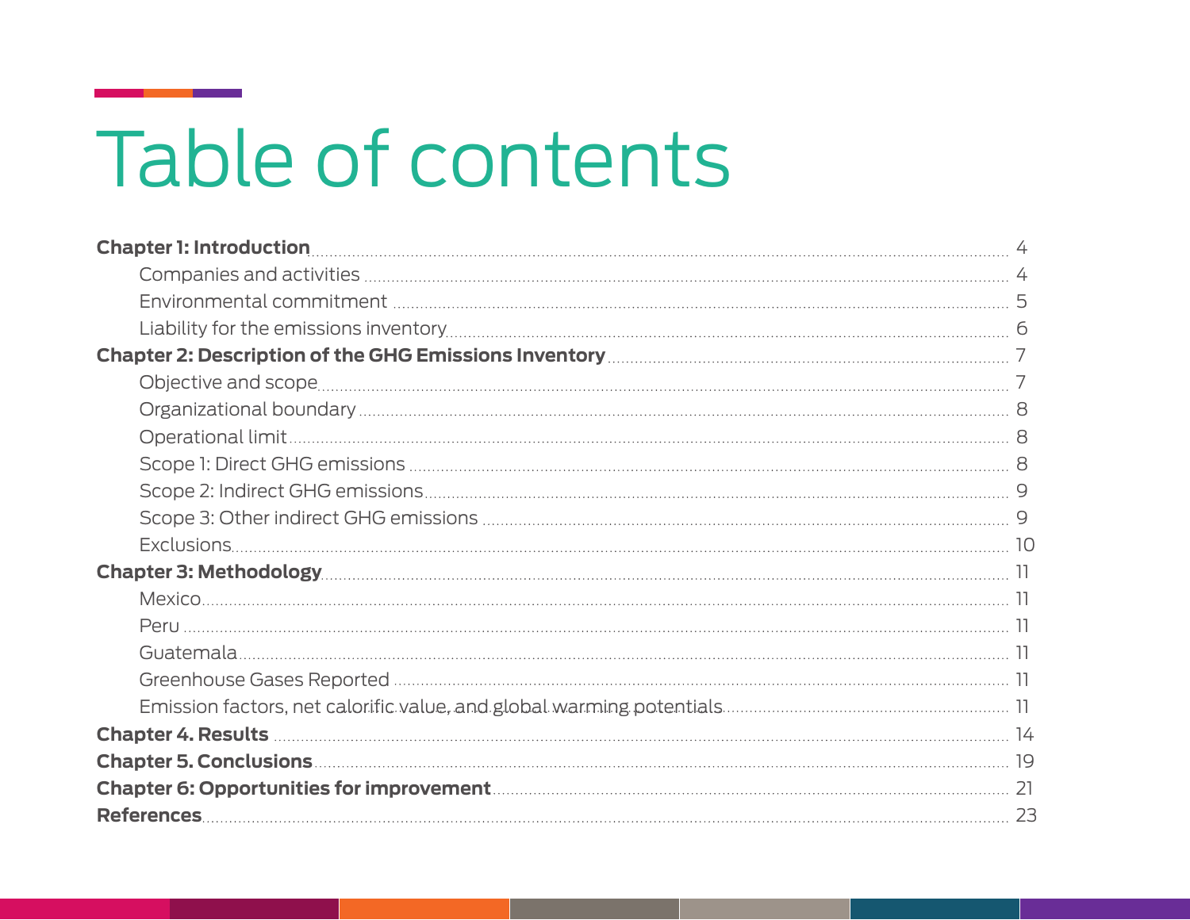# Table of contents

**Chapter 1: Introduction** ........ 4

- Companies and activities ........ 4
- Environmental commitment ........ 5
- Liability for the emissions inventory ........ 6

**Chapter 2: Description of the GHG Emissions Inventory** ........ 7

- Objective and scope ........ 7
- Organizational boundary ........ 8
- Operational limit ........ 8
- Scope 1: Direct GHG emissions ........ 8
- Scope 2: Indirect GHG emissions ........ 9
- Scope 3: Other indirect GHG emissions ........ 9
- Exclusions ........ 10

**Chapter 3: Methodology** ........ 11

- Mexico ........ 11
- Peru ........ 11
- Guatemala ........ 11
- Greenhouse Gases Reported ........ 11
- Emission factors, net calorific value, and global warming potentials ........ 11

**Chapter 4. Results** ........ 14

**Chapter 5. Conclusions** ........ 19

**Chapter 6: Opportunities for improvement** ........ 21

**References** ........ 23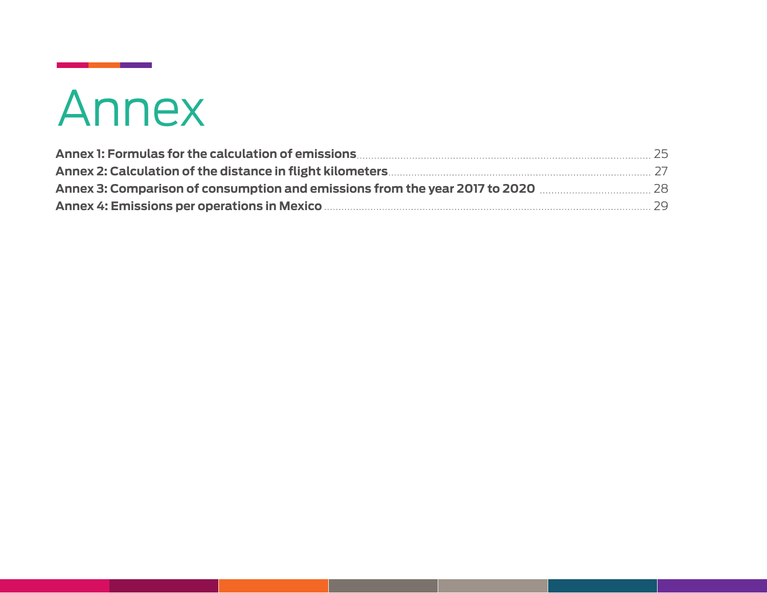# Annex

**Annex 1: Formulas for the calculation of emissions** .......... 25
**Annex 2: Calculation of the distance in flight kilometers** .......... 27
**Annex 3: Comparison of consumption and emissions from the year 2017 to 2020** .......... 28
**Annex 4: Emissions per operations in Mexico** .......... 29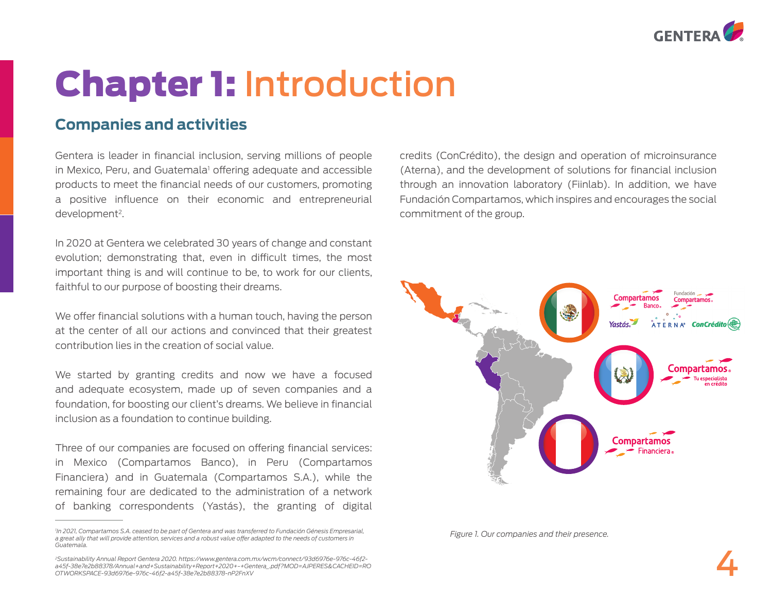# Chapter 1: Introduction

## Companies and activities

Gentera is leader in financial inclusion, serving millions of people in Mexico, Peru, and Guatemala[1] offering adequate and accessible products to meet the financial needs of our customers, promoting a positive influence on their economic and entrepreneurial development[2].

In 2020 at Gentera we celebrated 30 years of change and constant evolution; demonstrating that, even in difficult times, the most important thing is and will continue to be, to work for our clients, faithful to our purpose of boosting their dreams.

We offer financial solutions with a human touch, having the person at the center of all our actions and convinced that their greatest contribution lies in the creation of social value.

We started by granting credits and now we have a focused and adequate ecosystem, made up of seven companies and a foundation, for boosting our client's dreams. We believe in financial inclusion as a foundation to continue building.

Three of our companies are focused on offering financial services: in Mexico (Compartamos Banco), in Peru (Compartamos Financiera) and in Guatemala (Compartamos S.A.), while the remaining four are dedicated to the administration of a network of banking correspondents (Yastás), the granting of digital credits (ConCrédito), the design and operation of microinsurance (Aterna), and the development of solutions for financial inclusion through an innovation laboratory (Fiinlab). In addition, we have Fundación Compartamos, which inspires and encourages the social commitment of the group.

*Figure 1. Our companies and their presence.*

---

[1] *In 2021, Compartamos S.A. ceased to be part of Gentera and was transferred to Fundación Génesis Empresarial, a great ally that will provide attention, services and a robust value offer adapted to the needs of customers in Guatemala.*

[2] *Sustainability Annual Report Gentera 2020. https://www.gentera.com.mx/wcm/connect/93d6976e-976c-46f2-a45f-38e7e2b88378/Annual+and+Sustainability+Report+2020+-+Gentera_.pdf?MOD=AJPERES&CACHEID=ROOTWORKSPACE-93d6976e-976c-46f2-a45f-38e7e2b88378-nP2FnXV*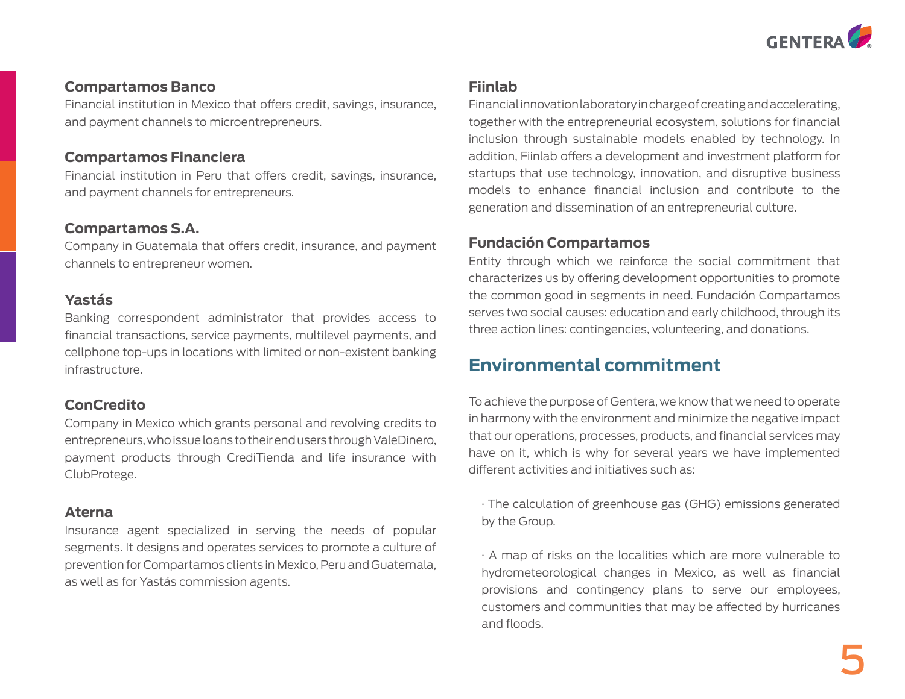### Compartamos Banco

Financial institution in Mexico that offers credit, savings, insurance, and payment channels to microentrepreneurs.

### Compartamos Financiera

Financial institution in Peru that offers credit, savings, insurance, and payment channels for entrepreneurs.

### Compartamos S.A.

Company in Guatemala that offers credit, insurance, and payment channels to entrepreneur women.

### Yastás

Banking correspondent administrator that provides access to financial transactions, service payments, multilevel payments, and cellphone top-ups in locations with limited or non-existent banking infrastructure.

### ConCredito

Company in Mexico which grants personal and revolving credits to entrepreneurs, who issue loans to their end users through ValeDinero, payment products through CrediTienda and life insurance with ClubProtege.

### Aterna

Insurance agent specialized in serving the needs of popular segments. It designs and operates services to promote a culture of prevention for Compartamos clients in Mexico, Peru and Guatemala, as well as for Yastás commission agents.

### Fiinlab

Financial innovation laboratory in charge of creating and accelerating, together with the entrepreneurial ecosystem, solutions for financial inclusion through sustainable models enabled by technology. In addition, Fiinlab offers a development and investment platform for startups that use technology, innovation, and disruptive business models to enhance financial inclusion and contribute to the generation and dissemination of an entrepreneurial culture.

### Fundación Compartamos

Entity through which we reinforce the social commitment that characterizes us by offering development opportunities to promote the common good in segments in need. Fundación Compartamos serves two social causes: education and early childhood, through its three action lines: contingencies, volunteering, and donations.

## Environmental commitment

To achieve the purpose of Gentera, we know that we need to operate in harmony with the environment and minimize the negative impact that our operations, processes, products, and financial services may have on it, which is why for several years we have implemented different activities and initiatives such as:

- The calculation of greenhouse gas (GHG) emissions generated by the Group.
- A map of risks on the localities which are more vulnerable to hydrometeorological changes in Mexico, as well as financial provisions and contingency plans to serve our employees, customers and communities that may be affected by hurricanes and floods.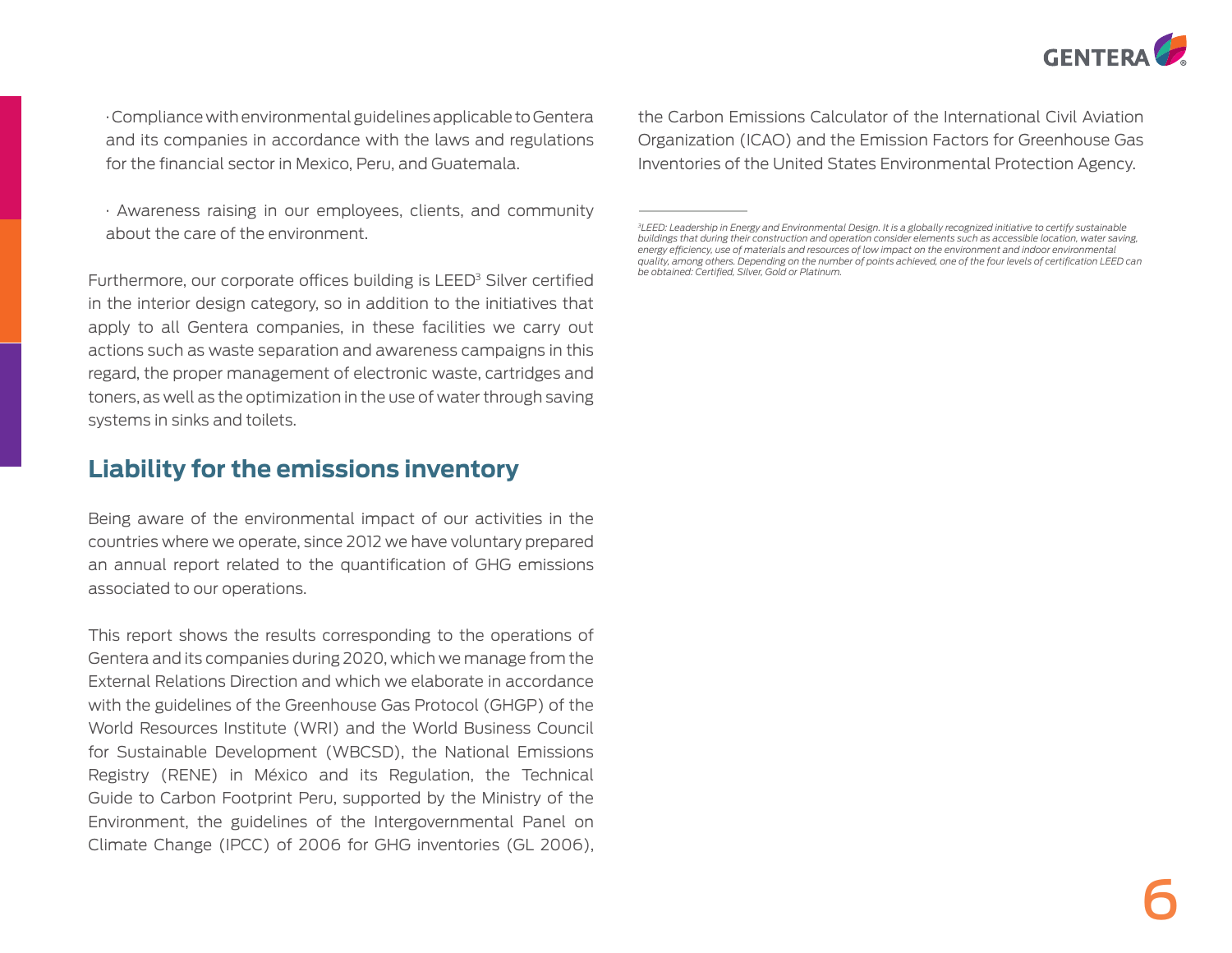· Compliance with environmental guidelines applicable to Gentera and its companies in accordance with the laws and regulations for the financial sector in Mexico, Peru, and Guatemala.

· Awareness raising in our employees, clients, and community about the care of the environment.

Furthermore, our corporate offices building is LEED[3] Silver certified in the interior design category, so in addition to the initiatives that apply to all Gentera companies, in these facilities we carry out actions such as waste separation and awareness campaigns in this regard, the proper management of electronic waste, cartridges and toners, as well as the optimization in the use of water through saving systems in sinks and toilets.

## Liability for the emissions inventory

Being aware of the environmental impact of our activities in the countries where we operate, since 2012 we have voluntary prepared an annual report related to the quantification of GHG emissions associated to our operations.

This report shows the results corresponding to the operations of Gentera and its companies during 2020, which we manage from the External Relations Direction and which we elaborate in accordance with the guidelines of the Greenhouse Gas Protocol (GHGP) of the World Resources Institute (WRI) and the World Business Council for Sustainable Development (WBCSD), the National Emissions Registry (RENE) in México and its Regulation, the Technical Guide to Carbon Footprint Peru, supported by the Ministry of the Environment, the guidelines of the Intergovernmental Panel on Climate Change (IPCC) of 2006 for GHG inventories (GL 2006), the Carbon Emissions Calculator of the International Civil Aviation Organization (ICAO) and the Emission Factors for Greenhouse Gas Inventories of the United States Environmental Protection Agency.

---

*[3]LEED: Leadership in Energy and Environmental Design. It is a globally recognized initiative to certify sustainable buildings that during their construction and operation consider elements such as accessible location, water saving, energy efficiency, use of materials and resources of low impact on the environment and indoor environmental quality, among others. Depending on the number of points achieved, one of the four levels of certification LEED can be obtained: Certified, Silver, Gold or Platinum.*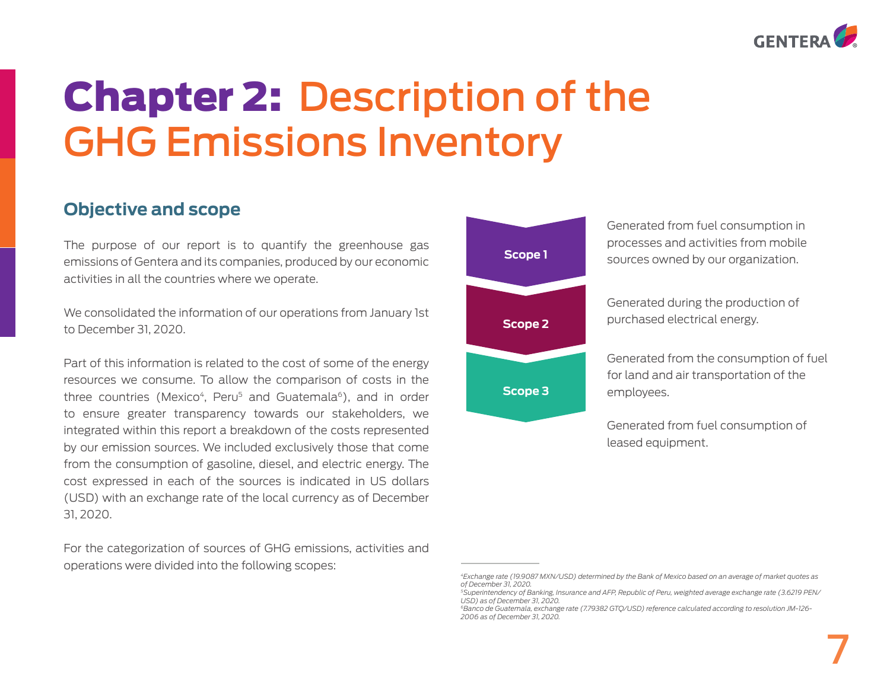# Chapter 2: Description of the GHG Emissions Inventory

## Objective and scope

The purpose of our report is to quantify the greenhouse gas emissions of Gentera and its companies, produced by our economic activities in all the countries where we operate.

We consolidated the information of our operations from January 1st to December 31, 2020.

Part of this information is related to the cost of some of the energy resources we consume. To allow the comparison of costs in the three countries (Mexico[4], Peru[5] and Guatemala[6]), and in order to ensure greater transparency towards our stakeholders, we integrated within this report a breakdown of the costs represented by our emission sources. We included exclusively those that come from the consumption of gasoline, diesel, and electric energy. The cost expressed in each of the sources is indicated in US dollars (USD) with an exchange rate of the local currency as of December 31, 2020.

For the categorization of sources of GHG emissions, activities and operations were divided into the following scopes:

**Scope 1**
Generated from fuel consumption in processes and activities from mobile sources owned by our organization.

**Scope 2**
Generated during the production of purchased electrical energy.

**Scope 3**
Generated from the consumption of fuel for land and air transportation of the employees.

Generated from fuel consumption of leased equipment.

---

[4] *Exchange rate (19.9087 MXN/USD) determined by the Bank of Mexico based on an average of market quotes as of December 31, 2020.*
[5] *Superintendency of Banking, Insurance and AFP, Republic of Peru, weighted average exchange rate (3.6219 PEN/USD) as of December 31, 2020.*
[6] *Banco de Guatemala, exchange rate (7.79382 GTQ/USD) reference calculated according to resolution JM-126-2006 as of December 31, 2020.*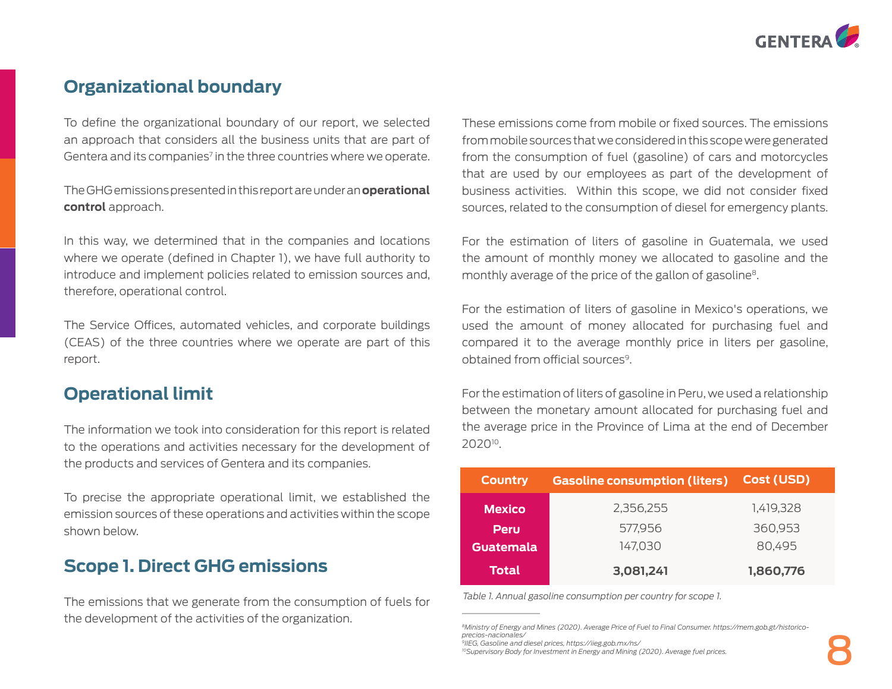## Organizational boundary

To define the organizational boundary of our report, we selected an approach that considers all the business units that are part of Gentera and its companies[7] in the three countries where we operate.

The GHG emissions presented in this report are under an **operational control** approach.

In this way, we determined that in the companies and locations where we operate (defined in Chapter 1), we have full authority to introduce and implement policies related to emission sources and, therefore, operational control.

The Service Offices, automated vehicles, and corporate buildings (CEAS) of the three countries where we operate are part of this report.

## Operational limit

The information we took into consideration for this report is related to the operations and activities necessary for the development of the products and services of Gentera and its companies.

To precise the appropriate operational limit, we established the emission sources of these operations and activities within the scope shown below.

## Scope 1. Direct GHG emissions

The emissions that we generate from the consumption of fuels for the development of the activities of the organization.

These emissions come from mobile or fixed sources. The emissions from mobile sources that we considered in this scope were generated from the consumption of fuel (gasoline) of cars and motorcycles that are used by our employees as part of the development of business activities. Within this scope, we did not consider fixed sources, related to the consumption of diesel for emergency plants.

For the estimation of liters of gasoline in Guatemala, we used the amount of monthly money we allocated to gasoline and the monthly average of the price of the gallon of gasoline[8].

For the estimation of liters of gasoline in Mexico's operations, we used the amount of money allocated for purchasing fuel and compared it to the average monthly price in liters per gasoline, obtained from official sources[9].

For the estimation of liters of gasoline in Peru, we used a relationship between the monetary amount allocated for purchasing fuel and the average price in the Province of Lima at the end of December 2020[10].

| Country | Gasoline consumption (liters) | Cost (USD) |
|---|---|---|
| Mexico | 2,356,255 | 1,419,328 |
| Peru | 577,956 | 360,953 |
| Guatemala | 147,030 | 80,495 |
| **Total** | **3,081,241** | **1,860,776** |

*Table 1. Annual gasoline consumption per country for scope 1.*

*[8]Ministry of Energy and Mines (2020). Average Price of Fuel to Final Consumer. https://mem.gob.gt/historico-precios-nacionales/*
*[9]IIEG, Gasoline and diesel prices, https://iieg.gob.mx/ns/*
*[10]Supervisory Body for Investment in Energy and Mining (2020). Average fuel prices.*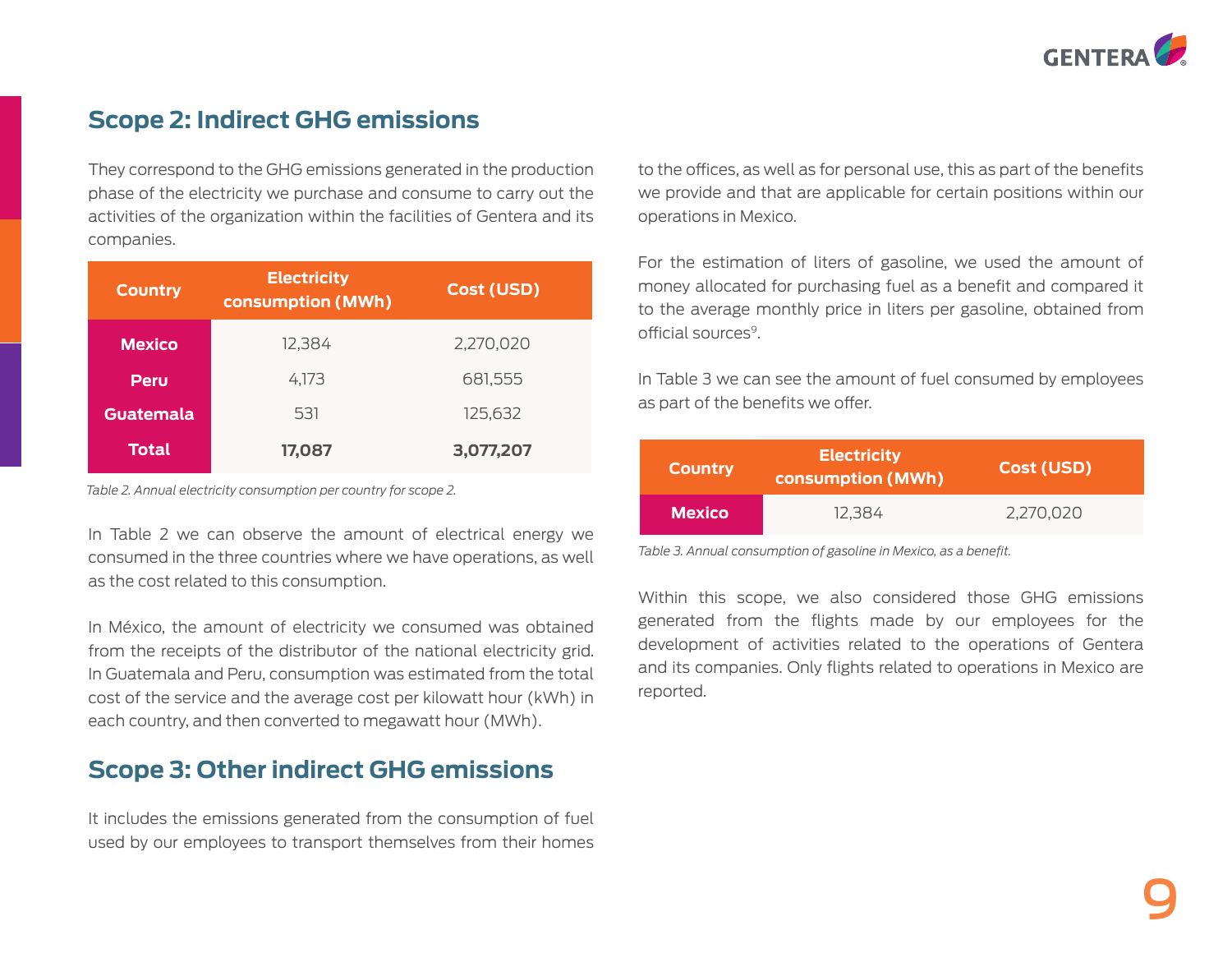## Scope 2: Indirect GHG emissions

They correspond to the GHG emissions generated in the production phase of the electricity we purchase and consume to carry out the activities of the organization within the facilities of Gentera and its companies.

| Country | Electricity consumption (MWh) | Cost (USD) |
|---|---|---|
| Mexico | 12,384 | 2,270,020 |
| Peru | 4,173 | 681,555 |
| Guatemala | 531 | 125,632 |
| Total | **17,087** | **3,077,207** |

*Table 2. Annual electricity consumption per country for scope 2.*

In Table 2 we can observe the amount of electrical energy we consumed in the three countries where we have operations, as well as the cost related to this consumption.

In México, the amount of electricity we consumed was obtained from the receipts of the distributor of the national electricity grid. In Guatemala and Peru, consumption was estimated from the total cost of the service and the average cost per kilowatt hour (kWh) in each country, and then converted to megawatt hour (MWh).

## Scope 3: Other indirect GHG emissions

It includes the emissions generated from the consumption of fuel used by our employees to transport themselves from their homes to the offices, as well as for personal use, this as part of the benefits we provide and that are applicable for certain positions within our operations in Mexico.

For the estimation of liters of gasoline, we used the amount of money allocated for purchasing fuel as a benefit and compared it to the average monthly price in liters per gasoline, obtained from official sources[9].

In Table 3 we can see the amount of fuel consumed by employees as part of the benefits we offer.

| Country | Electricity consumption (MWh) | Cost (USD) |
|---|---|---|
| Mexico | 12,384 | 2,270,020 |

*Table 3. Annual consumption of gasoline in Mexico, as a benefit.*

Within this scope, we also considered those GHG emissions generated from the flights made by our employees for the development of activities related to the operations of Gentera and its companies. Only flights related to operations in Mexico are reported.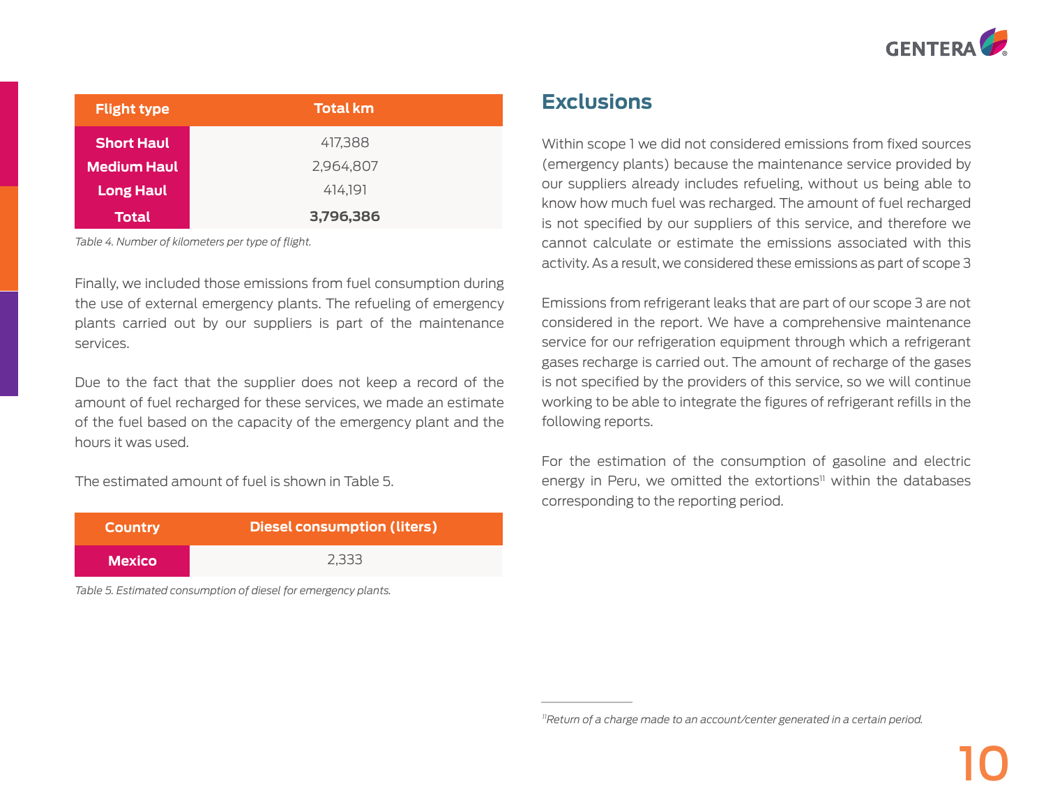| Flight type | Total km |
|---|---|
| **Short Haul** | 417,388 |
| **Medium Haul** | 2,964,807 |
| **Long Haul** | 414,191 |
| **Total** | **3,796,386** |

*Table 4. Number of kilometers per type of flight.*

Finally, we included those emissions from fuel consumption during the use of external emergency plants. The refueling of emergency plants carried out by our suppliers is part of the maintenance services.

Due to the fact that the supplier does not keep a record of the amount of fuel recharged for these services, we made an estimate of the fuel based on the capacity of the emergency plant and the hours it was used.

The estimated amount of fuel is shown in Table 5.

| Country | Diesel consumption (liters) |
|---|---|
| **Mexico** | 2,333 |

*Table 5. Estimated consumption of diesel for emergency plants.*

## Exclusions

Within scope 1 we did not considered emissions from fixed sources (emergency plants) because the maintenance service provided by our suppliers already includes refueling, without us being able to know how much fuel was recharged. The amount of fuel recharged is not specified by our suppliers of this service, and therefore we cannot calculate or estimate the emissions associated with this activity. As a result, we considered these emissions as part of scope 3

Emissions from refrigerant leaks that are part of our scope 3 are not considered in the report. We have a comprehensive maintenance service for our refrigeration equipment through which a refrigerant gases recharge is carried out. The amount of recharge of the gases is not specified by the providers of this service, so we will continue working to be able to integrate the figures of refrigerant refills in the following reports.

For the estimation of the consumption of gasoline and electric energy in Peru, we omitted the extortions[11] within the databases corresponding to the reporting period.

*[11]Return of a charge made to an account/center generated in a certain period.*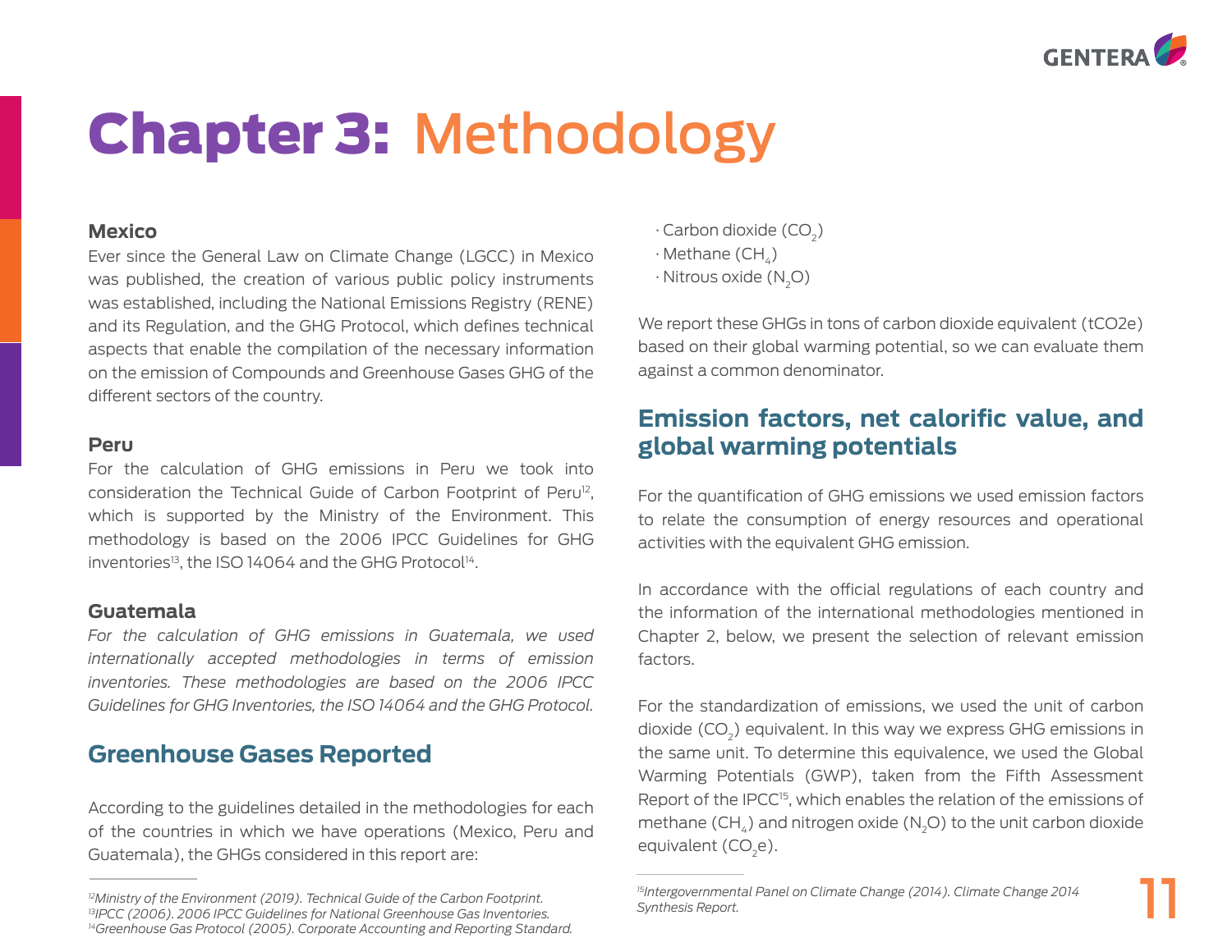# Chapter 3: Methodology

### Mexico

Ever since the General Law on Climate Change (LGCC) in Mexico was published, the creation of various public policy instruments was established, including the National Emissions Registry (RENE) and its Regulation, and the GHG Protocol, which defines technical aspects that enable the compilation of the necessary information on the emission of Compounds and Greenhouse Gases GHG of the different sectors of the country.

### Peru

For the calculation of GHG emissions in Peru we took into consideration the Technical Guide of Carbon Footprint of Peru[12], which is supported by the Ministry of the Environment. This methodology is based on the 2006 IPCC Guidelines for GHG inventories[13], the ISO 14064 and the GHG Protocol[14].

### Guatemala

*For the calculation of GHG emissions in Guatemala, we used internationally accepted methodologies in terms of emission inventories. These methodologies are based on the 2006 IPCC Guidelines for GHG Inventories, the ISO 14064 and the GHG Protocol.*

## Greenhouse Gases Reported

According to the guidelines detailed in the methodologies for each of the countries in which we have operations (Mexico, Peru and Guatemala), the GHGs considered in this report are:

- Carbon dioxide ($CO_2$)
- Methane ($CH_4$)
- Nitrous oxide ($N_2O$)

We report these GHGs in tons of carbon dioxide equivalent (tCO2e) based on their global warming potential, so we can evaluate them against a common denominator.

## Emission factors, net calorific value, and global warming potentials

For the quantification of GHG emissions we used emission factors to relate the consumption of energy resources and operational activities with the equivalent GHG emission.

In accordance with the official regulations of each country and the information of the international methodologies mentioned in Chapter 2, below, we present the selection of relevant emission factors.

For the standardization of emissions, we used the unit of carbon dioxide ($CO_2$) equivalent. In this way we express GHG emissions in the same unit. To determine this equivalence, we used the Global Warming Potentials (GWP), taken from the Fifth Assessment Report of the IPCC[15], which enables the relation of the emissions of methane ($CH_4$) and nitrogen oxide ($N_2O$) to the unit carbon dioxide equivalent ($CO_2e$).

---

[12] *Ministry of the Environment (2019). Technical Guide of the Carbon Footprint.*
[13] *IPCC (2006). 2006 IPCC Guidelines for National Greenhouse Gas Inventories.*
[14] *Greenhouse Gas Protocol (2005). Corporate Accounting and Reporting Standard.*

[15] *Intergovernmental Panel on Climate Change (2014). Climate Change 2014 Synthesis Report.*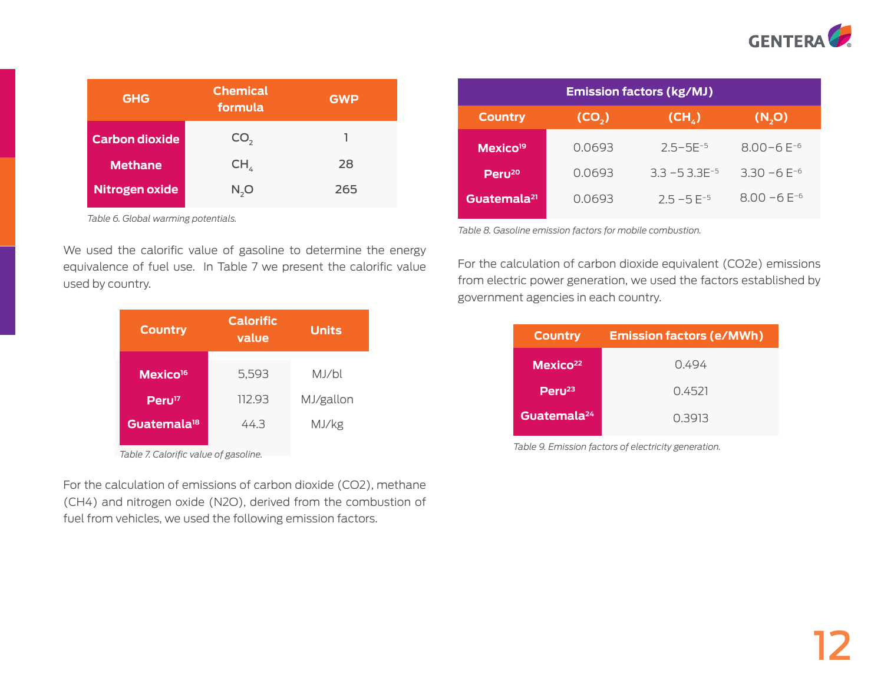| GHG | Chemical formula | GWP |
|---|---|---|
| Carbon dioxide | $CO_2$ | 1 |
| Methane | $CH_4$ | 28 |
| Nitrogen oxide | $N_2O$ | 265 |

*Table 6. Global warming potentials.*

We used the calorific value of gasoline to determine the energy equivalence of fuel use. In Table 7 we present the calorific value used by country.

| Country | Calorific value | Units |
|---|---|---|
| Mexico[16] | 5,593 | MJ/bl |
| Peru[17] | 112.93 | MJ/gallon |
| Guatemala[18] | 44.3 | MJ/kg |

*Table 7. Calorific value of gasoline.*

For the calculation of emissions of carbon dioxide (CO2), methane (CH4) and nitrogen oxide (N2O), derived from the combustion of fuel from vehicles, we used the following emission factors.

| Emission factors (kg/MJ) | | | |
|---|---|---|---|
| Country | ($CO_2$) | ($CH_4$) | ($N_2O$) |
| Mexico[19] | 0.0693 | 2.5−5E$^{-5}$ | 8.00−6 E$^{-6}$ |
| Peru[20] | 0.0693 | 3.3 −5 3.3E$^{-5}$ | 3.30 −6 E$^{-6}$ |
| Guatemala[21] | 0.0693 | 2.5 −5 E$^{-5}$ | 8.00 −6 E$^{-6}$ |

*Table 8. Gasoline emission factors for mobile combustion.*

For the calculation of carbon dioxide equivalent (CO2e) emissions from electric power generation, we used the factors established by government agencies in each country.

| Country | Emission factors (e/MWh) |
|---|---|
| Mexico[22] | 0.494 |
| Peru[23] | 0.4521 |
| Guatemala[24] | 0.3913 |

*Table 9. Emission factors of electricity generation.*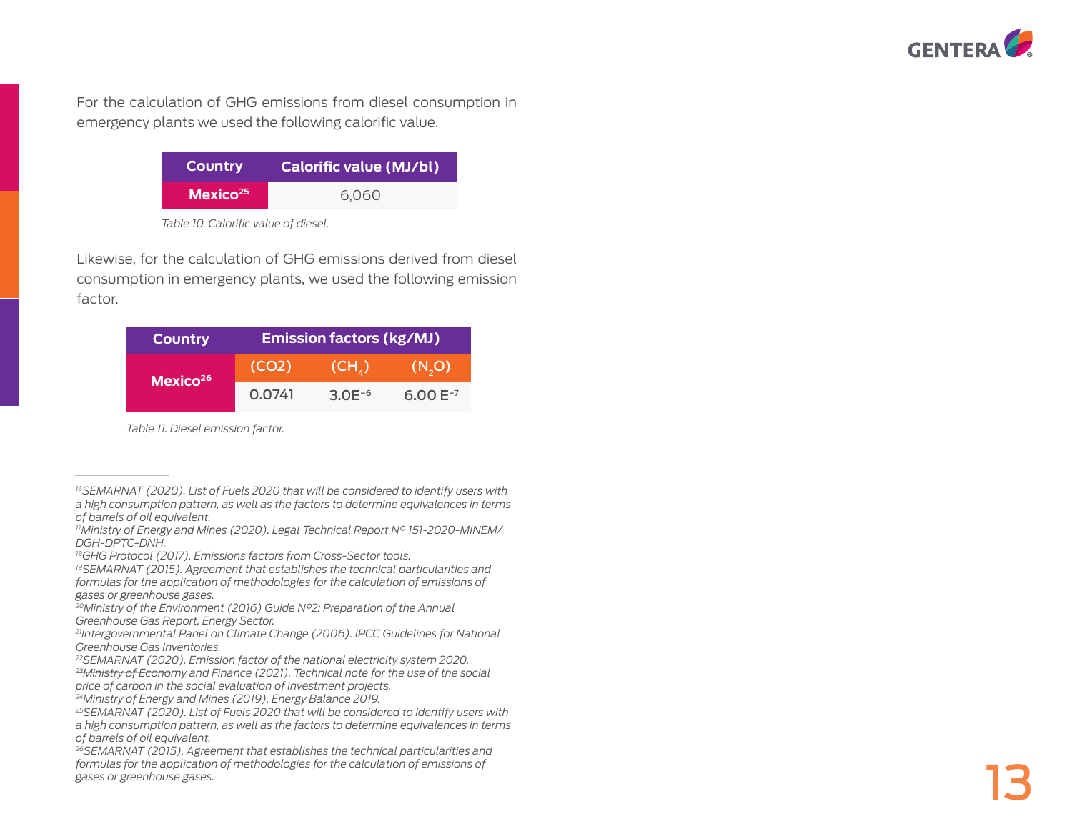For the calculation of GHG emissions from diesel consumption in emergency plants we used the following calorific value.

| Country | Calorific value (MJ/bl) |
|---|---|
| Mexico[25] | 6,060 |

*Table 10. Calorific value of diesel.*

Likewise, for the calculation of GHG emissions derived from diesel consumption in emergency plants, we used the following emission factor.

| Country | Emission factors (kg/MJ) | | |
|---|---|---|---|
| | (CO2) | ($CH_4$) | ($N_2O$) |
| Mexico[26] | 0.0741 | $3.0E^{-6}$ | $6.00\ E^{-7}$ |

*Table 11. Diesel emission factor.*

---

[16] *SEMARNAT (2020). List of Fuels 2020 that will be considered to identify users with a high consumption pattern, as well as the factors to determine equivalences in terms of barrels of oil equivalent.*
[17] *Ministry of Energy and Mines (2020). Legal Technical Report Nº 151-2020-MINEM/DGH-DPTC-DNH.*
[18] *GHG Protocol (2017). Emissions factors from Cross-Sector tools.*
[19] *SEMARNAT (2015). Agreement that establishes the technical particularities and formulas for the application of methodologies for the calculation of emissions of gases or greenhouse gases.*
[20] *Ministry of the Environment (2016) Guide Nº2: Preparation of the Annual Greenhouse Gas Report, Energy Sector.*
[21] *Intergovernmental Panel on Climate Change (2006). IPCC Guidelines for National Greenhouse Gas Inventories.*
[22] *SEMARNAT (2020). Emission factor of the national electricity system 2020.*
[23] *~~Ministry of Economy~~ and Finance (2021). Technical note for the use of the social price of carbon in the social evaluation of investment projects.*
[24] *Ministry of Energy and Mines (2019). Energy Balance 2019.*
[25] *SEMARNAT (2020). List of Fuels 2020 that will be considered to identify users with a high consumption pattern, as well as the factors to determine equivalences in terms of barrels of oil equivalent.*
[26] *SEMARNAT (2015). Agreement that establishes the technical particularities and formulas for the application of methodologies for the calculation of emissions of gases or greenhouse gases.*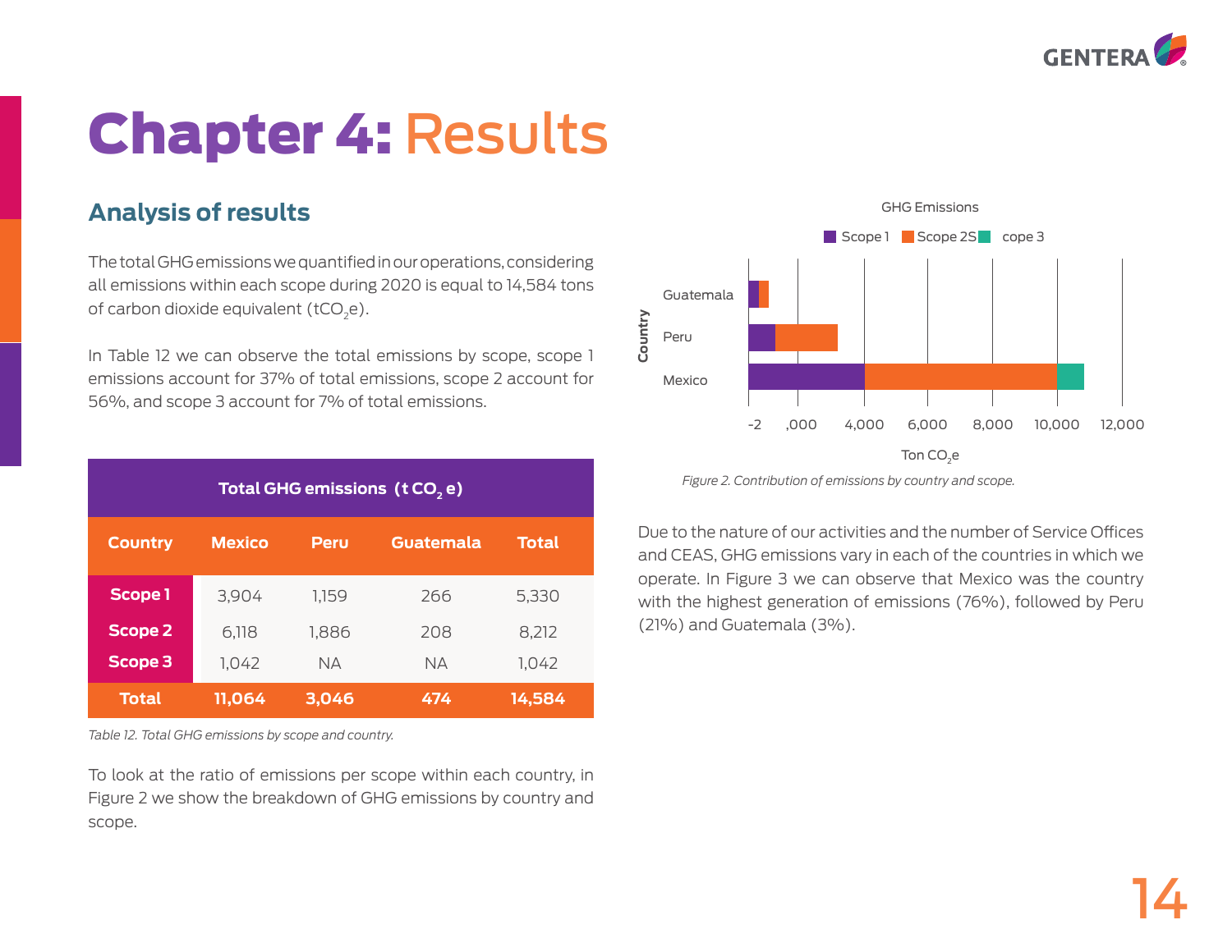# Chapter 4: Results

## Analysis of results

The total GHG emissions we quantified in our operations, considering all emissions within each scope during 2020 is equal to 14,584 tons of carbon dioxide equivalent ($tCO_2e$).

In Table 12 we can observe the total emissions by scope, scope 1 emissions account for 37% of total emissions, scope 2 account for 56%, and scope 3 account for 7% of total emissions.

| Total GHG emissions ($t\ CO_2\ e$) | | | | |
|---|---|---|---|---|
| **Country** | **Mexico** | **Peru** | **Guatemala** | **Total** |
| **Scope 1** | 3,904 | 1,159 | 266 | 5,330 |
| **Scope 2** | 6,118 | 1,886 | 208 | 8,212 |
| **Scope 3** | 1,042 | NA | NA | 1,042 |
| **Total** | **11,064** | **3,046** | **474** | **14,584** |

*Table 12. Total GHG emissions by scope and country.*

To look at the ratio of emissions per scope within each country, in Figure 2 we show the breakdown of GHG emissions by country and scope.

GHG Emissions

Scope 1 | Scope 2S | cope 3

Country: Guatemala, Peru, Mexico

-2 ,000 4,000 6,000 8,000 10,000 12,000

Ton $CO_2e$

*Figure 2. Contribution of emissions by country and scope.*

Due to the nature of our activities and the number of Service Offices and CEAS, GHG emissions vary in each of the countries in which we operate. In Figure 3 we can observe that Mexico was the country with the highest generation of emissions (76%), followed by Peru (21%) and Guatemala (3%).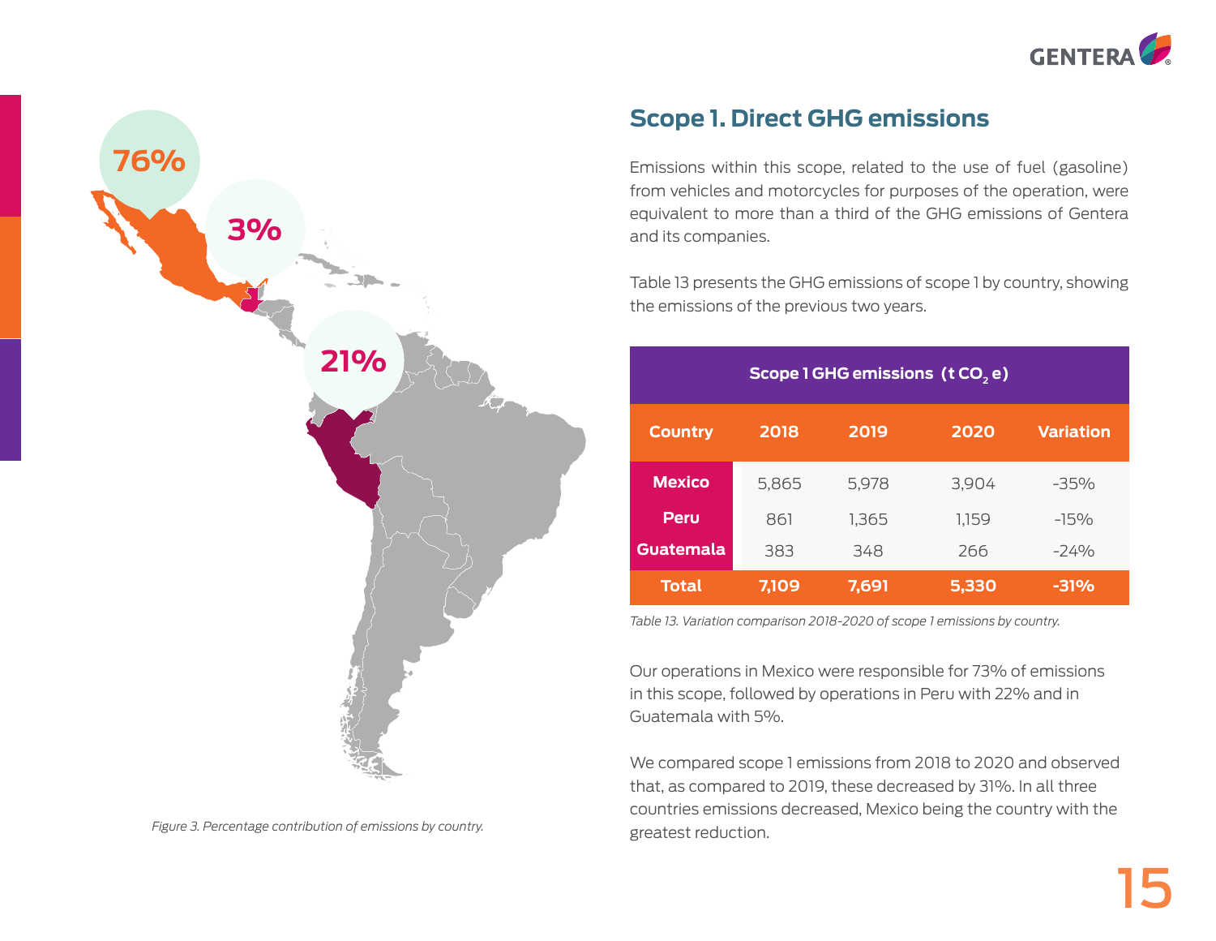76%

3%

21%

*Figure 3. Percentage contribution of emissions by country.*

## Scope 1. Direct GHG emissions

Emissions within this scope, related to the use of fuel (gasoline) from vehicles and motorcycles for purposes of the operation, were equivalent to more than a third of the GHG emissions of Gentera and its companies.

Table 13 presents the GHG emissions of scope 1 by country, showing the emissions of the previous two years.

| Scope 1 GHG emissions (t $CO_2$ e) | | | | |
|---|---|---|---|---|
| **Country** | **2018** | **2019** | **2020** | **Variation** |
| **Mexico** | 5,865 | 5,978 | 3,904 | -35% |
| **Peru** | 861 | 1,365 | 1,159 | -15% |
| **Guatemala** | 383 | 348 | 266 | -24% |
| **Total** | **7,109** | **7,691** | **5,330** | **-31%** |

*Table 13. Variation comparison 2018-2020 of scope 1 emissions by country.*

Our operations in Mexico were responsible for 73% of emissions in this scope, followed by operations in Peru with 22% and in Guatemala with 5%.

We compared scope 1 emissions from 2018 to 2020 and observed that, as compared to 2019, these decreased by 31%. In all three countries emissions decreased, Mexico being the country with the greatest reduction.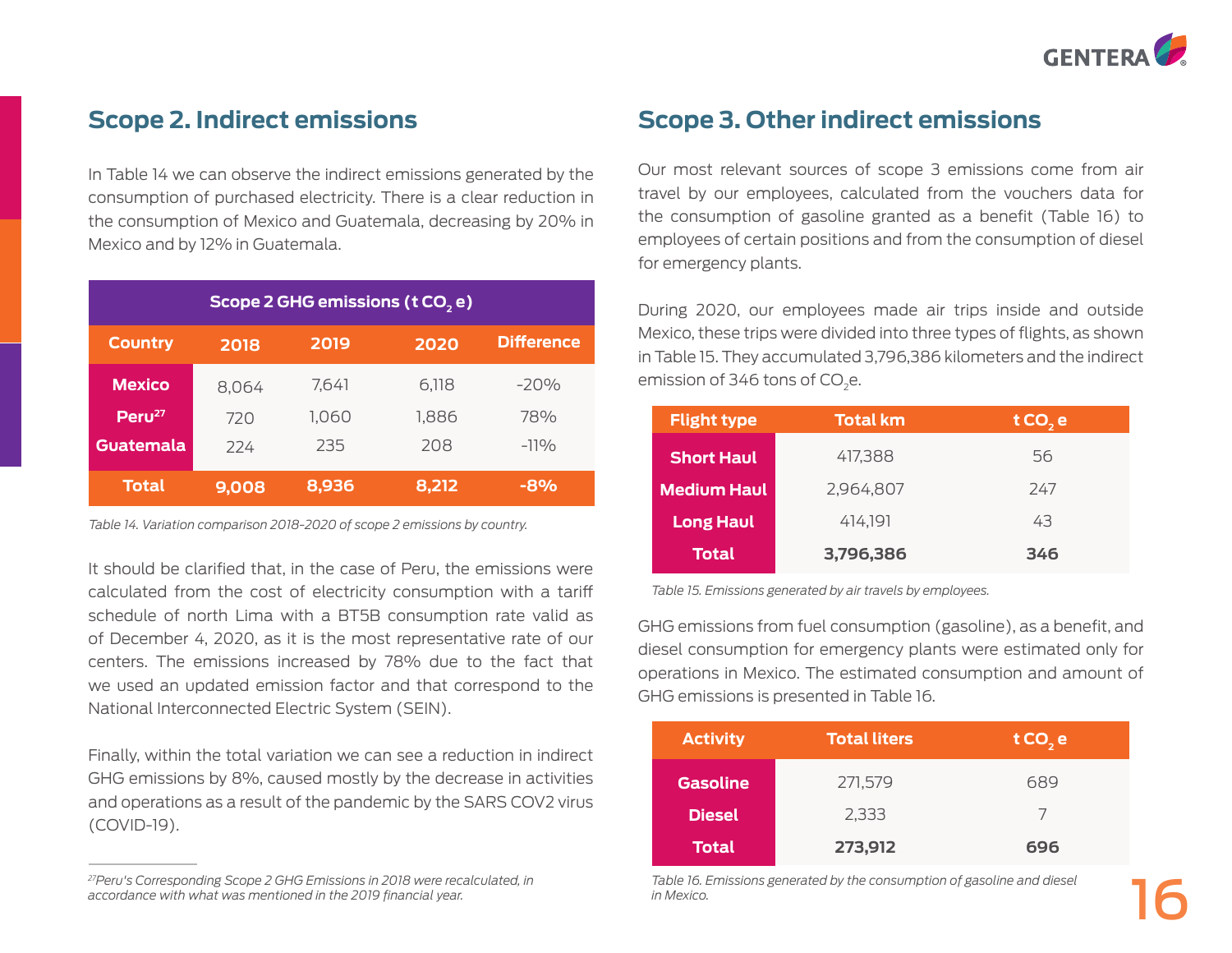## Scope 2. Indirect emissions

In Table 14 we can observe the indirect emissions generated by the consumption of purchased electricity. There is a clear reduction in the consumption of Mexico and Guatemala, decreasing by 20% in Mexico and by 12% in Guatemala.

| Scope 2 GHG emissions (t $CO_2$ e) | | | | |
|---|---|---|---|---|
| Country | 2018 | 2019 | 2020 | Difference |
| Mexico | 8,064 | 7,641 | 6,118 | -20% |
| Peru[27] | 720 | 1,060 | 1,886 | 78% |
| Guatemala | 224 | 235 | 208 | -11% |
| **Total** | **9,008** | **8,936** | **8,212** | **-8%** |

*Table 14. Variation comparison 2018-2020 of scope 2 emissions by country.*

It should be clarified that, in the case of Peru, the emissions were calculated from the cost of electricity consumption with a tariff schedule of north Lima with a BT5B consumption rate valid as of December 4, 2020, as it is the most representative rate of our centers. The emissions increased by 78% due to the fact that we used an updated emission factor and that correspond to the National Interconnected Electric System (SEIN).

Finally, within the total variation we can see a reduction in indirect GHG emissions by 8%, caused mostly by the decrease in activities and operations as a result of the pandemic by the SARS COV2 virus (COVID-19).

[27] *Peru's Corresponding Scope 2 GHG Emissions in 2018 were recalculated, in accordance with what was mentioned in the 2019 financial year.*

## Scope 3. Other indirect emissions

Our most relevant sources of scope 3 emissions come from air travel by our employees, calculated from the vouchers data for the consumption of gasoline granted as a benefit (Table 16) to employees of certain positions and from the consumption of diesel for emergency plants.

During 2020, our employees made air trips inside and outside Mexico, these trips were divided into three types of flights, as shown in Table 15. They accumulated 3,796,386 kilometers and the indirect emission of 346 tons of $CO_2$e.

| Flight type | Total km | t $CO_2$ e |
|---|---|---|
| Short Haul | 417,388 | 56 |
| Medium Haul | 2,964,807 | 247 |
| Long Haul | 414,191 | 43 |
| **Total** | **3,796,386** | **346** |

*Table 15. Emissions generated by air travels by employees.*

GHG emissions from fuel consumption (gasoline), as a benefit, and diesel consumption for emergency plants were estimated only for operations in Mexico. The estimated consumption and amount of GHG emissions is presented in Table 16.

| Activity | Total liters | t $CO_2$ e |
|---|---|---|
| Gasoline | 271,579 | 689 |
| Diesel | 2,333 | 7 |
| **Total** | **273,912** | **696** |

*Table 16. Emissions generated by the consumption of gasoline and diesel in Mexico.*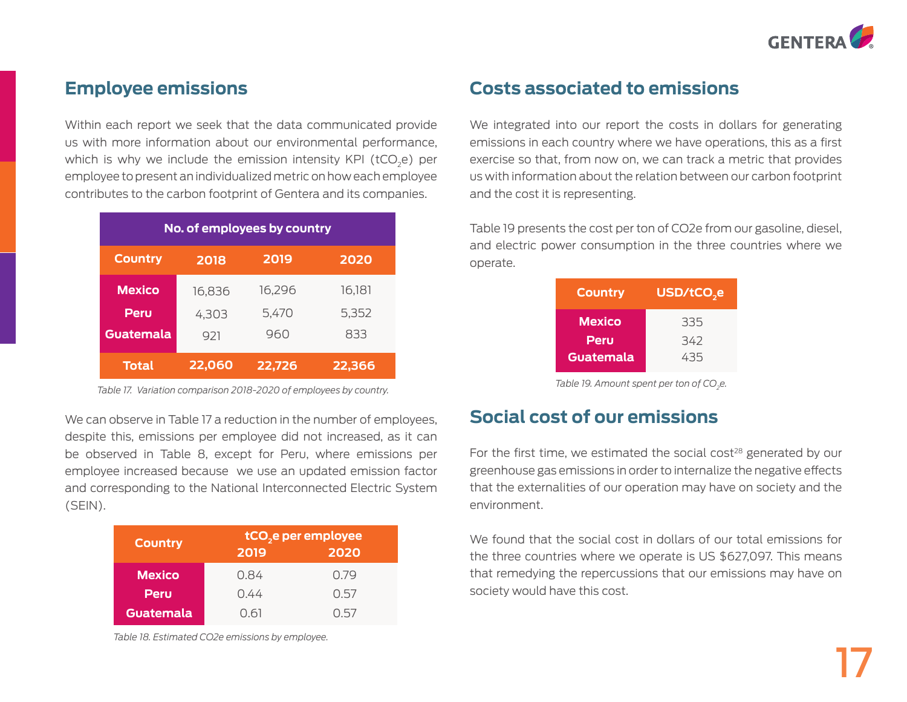## Employee emissions

Within each report we seek that the data communicated provide us with more information about our environmental performance, which is why we include the emission intensity KPI ($tCO_2e$) per employee to present an individualized metric on how each employee contributes to the carbon footprint of Gentera and its companies.

| No. of employees by country | | | |
|---|---|---|---|
| **Country** | **2018** | **2019** | **2020** |
| **Mexico** | 16,836 | 16,296 | 16,181 |
| **Peru** | 4,303 | 5,470 | 5,352 |
| **Guatemala** | 921 | 960 | 833 |
| **Total** | **22,060** | **22,726** | **22,366** |

*Table 17. Variation comparison 2018-2020 of employees by country.*

We can observe in Table 17 a reduction in the number of employees, despite this, emissions per employee did not increased, as it can be observed in Table 8, except for Peru, where emissions per employee increased because we use an updated emission factor and corresponding to the National Interconnected Electric System (SEIN).

| Country | $tCO_2e$ per employee | |
|---|---|---|
| | **2019** | **2020** |
| **Mexico** | 0.84 | 0.79 |
| **Peru** | 0.44 | 0.57 |
| **Guatemala** | 0.61 | 0.57 |

*Table 18. Estimated CO2e emissions by employee.*

## Costs associated to emissions

We integrated into our report the costs in dollars for generating emissions in each country where we have operations, this as a first exercise so that, from now on, we can track a metric that provides us with information about the relation between our carbon footprint and the cost it is representing.

Table 19 presents the cost per ton of CO2e from our gasoline, diesel, and electric power consumption in the three countries where we operate.

| Country | $USD/tCO_2e$ |
|---|---|
| **Mexico** | 335 |
| **Peru** | 342 |
| **Guatemala** | 435 |

*Table 19. Amount spent per ton of $CO_2e$.*

## Social cost of our emissions

For the first time, we estimated the social cost[28] generated by our greenhouse gas emissions in order to internalize the negative effects that the externalities of our operation may have on society and the environment.

We found that the social cost in dollars of our total emissions for the three countries where we operate is US $627,097. This means that remedying the repercussions that our emissions may have on society would have this cost.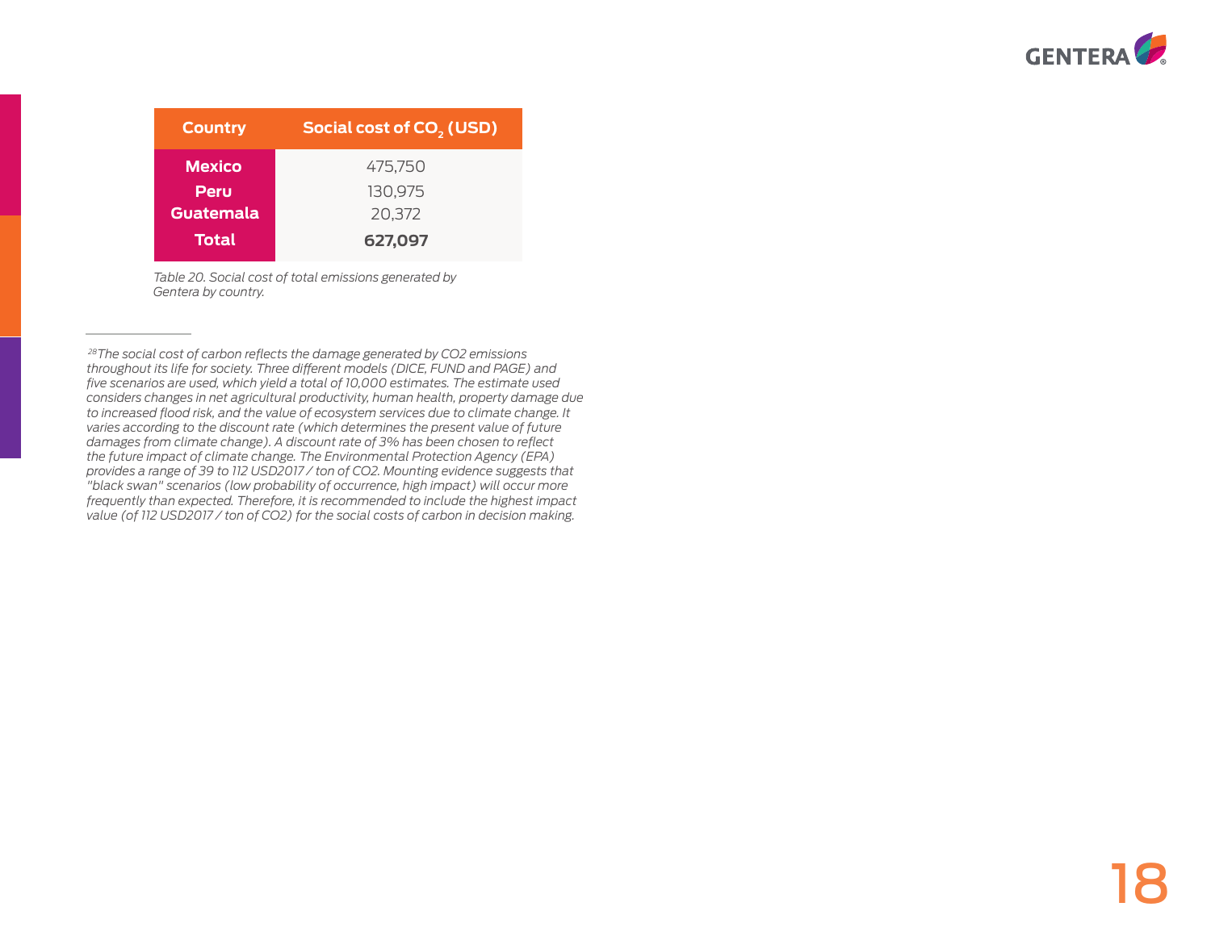| Country | Social cost of $CO_2$ (USD) |
| --- | --- |
| **Mexico** | 475,750 |
| **Peru** | 130,975 |
| **Guatemala** | 20,372 |
| **Total** | **627,097** |

*Table 20. Social cost of total emissions generated by Gentera by country.*

---

*[28]The social cost of carbon reflects the damage generated by CO2 emissions throughout its life for society. Three different models (DICE, FUND and PAGE) and five scenarios are used, which yield a total of 10,000 estimates. The estimate used considers changes in net agricultural productivity, human health, property damage due to increased flood risk, and the value of ecosystem services due to climate change. It varies according to the discount rate (which determines the present value of future damages from climate change). A discount rate of 3% has been chosen to reflect the future impact of climate change. The Environmental Protection Agency (EPA) provides a range of 39 to 112 USD2017 / ton of CO2. Mounting evidence suggests that "black swan" scenarios (low probability of occurrence, high impact) will occur more frequently than expected. Therefore, it is recommended to include the highest impact value (of 112 USD2017 / ton of CO2) for the social costs of carbon in decision making.*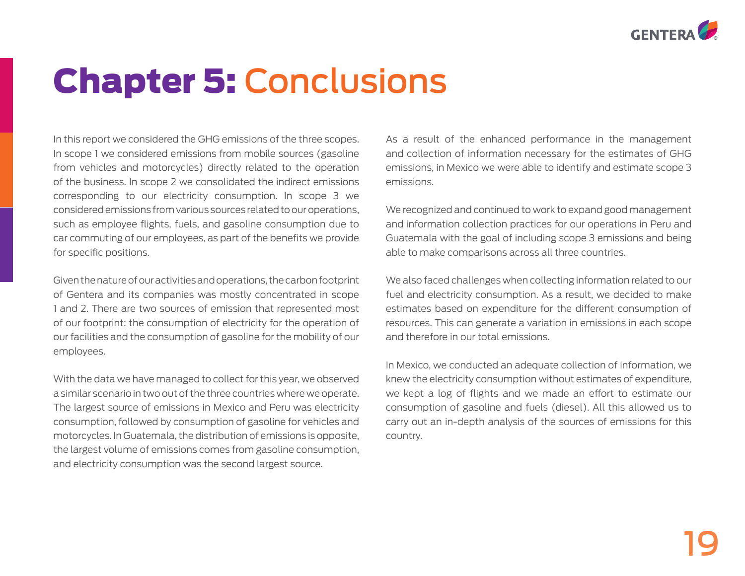# Chapter 5: Conclusions

In this report we considered the GHG emissions of the three scopes. In scope 1 we considered emissions from mobile sources (gasoline from vehicles and motorcycles) directly related to the operation of the business. In scope 2 we consolidated the indirect emissions corresponding to our electricity consumption. In scope 3 we considered emissions from various sources related to our operations, such as employee flights, fuels, and gasoline consumption due to car commuting of our employees, as part of the benefits we provide for specific positions.

Given the nature of our activities and operations, the carbon footprint of Gentera and its companies was mostly concentrated in scope 1 and 2. There are two sources of emission that represented most of our footprint: the consumption of electricity for the operation of our facilities and the consumption of gasoline for the mobility of our employees.

With the data we have managed to collect for this year, we observed a similar scenario in two out of the three countries where we operate. The largest source of emissions in Mexico and Peru was electricity consumption, followed by consumption of gasoline for vehicles and motorcycles. In Guatemala, the distribution of emissions is opposite, the largest volume of emissions comes from gasoline consumption, and electricity consumption was the second largest source.

As a result of the enhanced performance in the management and collection of information necessary for the estimates of GHG emissions, in Mexico we were able to identify and estimate scope 3 emissions.

We recognized and continued to work to expand good management and information collection practices for our operations in Peru and Guatemala with the goal of including scope 3 emissions and being able to make comparisons across all three countries.

We also faced challenges when collecting information related to our fuel and electricity consumption. As a result, we decided to make estimates based on expenditure for the different consumption of resources. This can generate a variation in emissions in each scope and therefore in our total emissions.

In Mexico, we conducted an adequate collection of information, we knew the electricity consumption without estimates of expenditure, we kept a log of flights and we made an effort to estimate our consumption of gasoline and fuels (diesel). All this allowed us to carry out an in-depth analysis of the sources of emissions for this country.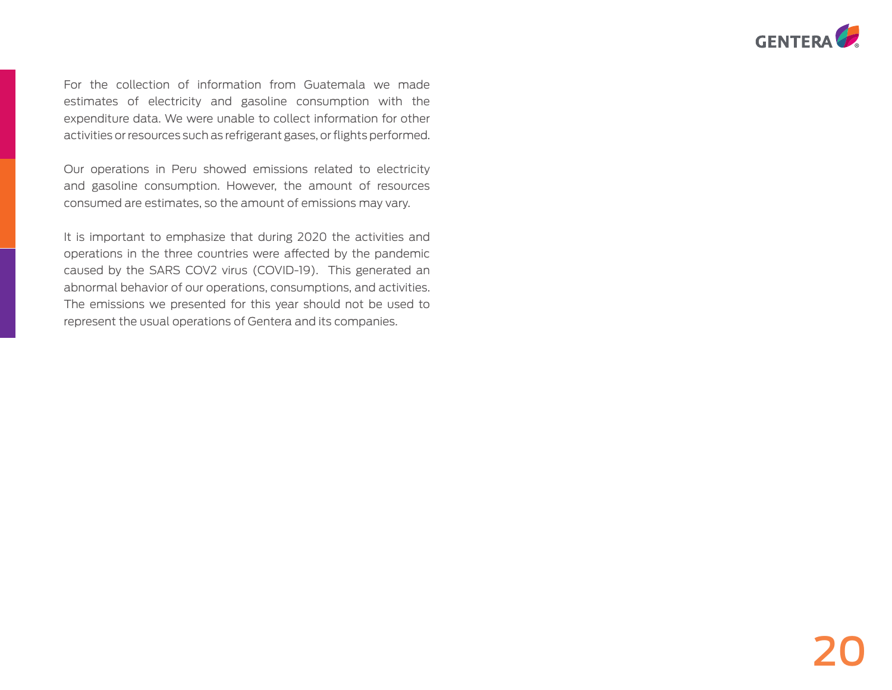For the collection of information from Guatemala we made estimates of electricity and gasoline consumption with the expenditure data. We were unable to collect information for other activities or resources such as refrigerant gases, or flights performed.

Our operations in Peru showed emissions related to electricity and gasoline consumption. However, the amount of resources consumed are estimates, so the amount of emissions may vary.

It is important to emphasize that during 2020 the activities and operations in the three countries were affected by the pandemic caused by the SARS COV2 virus (COVID-19). This generated an abnormal behavior of our operations, consumptions, and activities. The emissions we presented for this year should not be used to represent the usual operations of Gentera and its companies.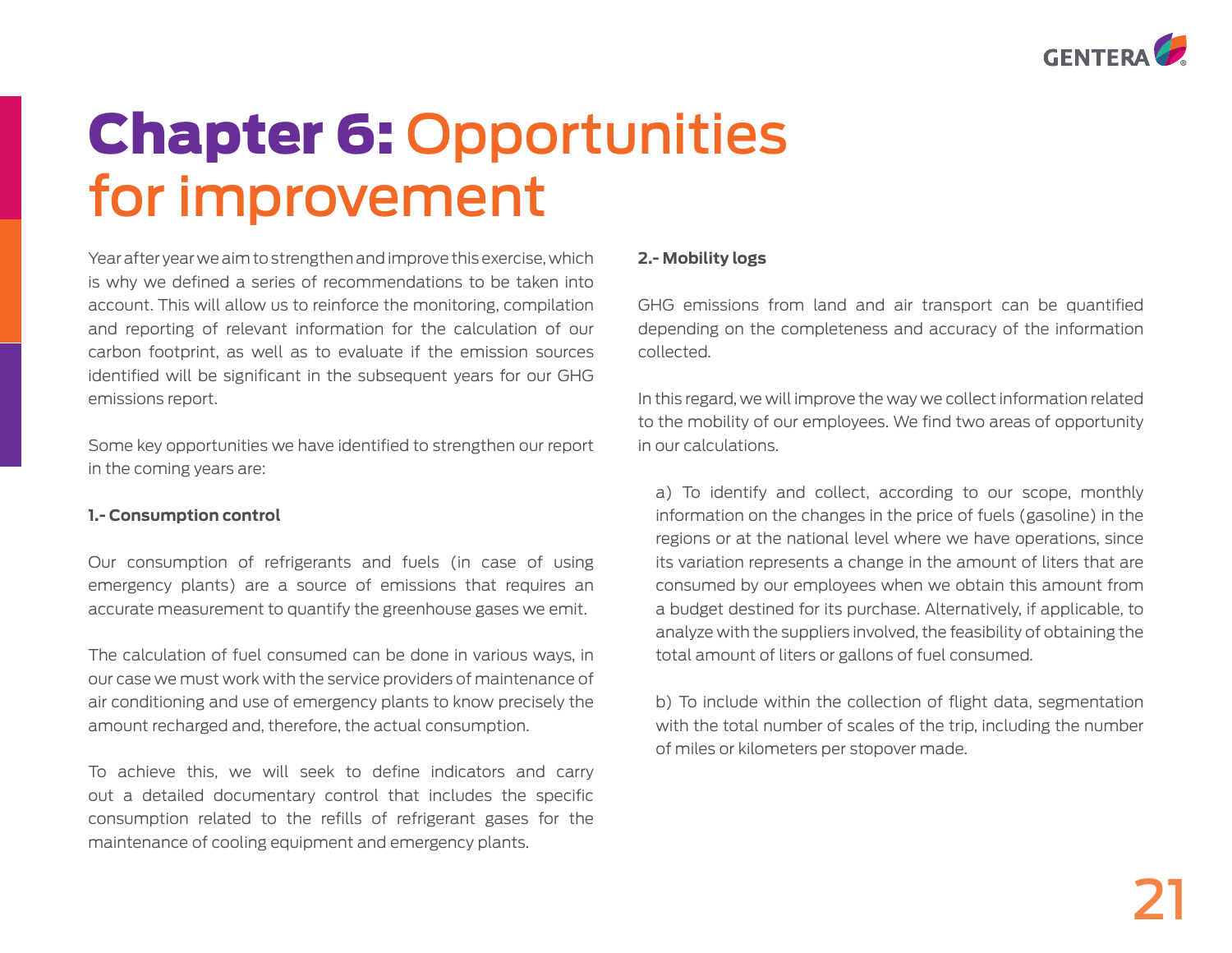# Chapter 6: Opportunities for improvement

Year after year we aim to strengthen and improve this exercise, which is why we defined a series of recommendations to be taken into account. This will allow us to reinforce the monitoring, compilation and reporting of relevant information for the calculation of our carbon footprint, as well as to evaluate if the emission sources identified will be significant in the subsequent years for our GHG emissions report.

Some key opportunities we have identified to strengthen our report in the coming years are:

**1.- Consumption control**

Our consumption of refrigerants and fuels (in case of using emergency plants) are a source of emissions that requires an accurate measurement to quantify the greenhouse gases we emit.

The calculation of fuel consumed can be done in various ways, in our case we must work with the service providers of maintenance of air conditioning and use of emergency plants to know precisely the amount recharged and, therefore, the actual consumption.

To achieve this, we will seek to define indicators and carry out a detailed documentary control that includes the specific consumption related to the refills of refrigerant gases for the maintenance of cooling equipment and emergency plants.

**2.- Mobility logs**

GHG emissions from land and air transport can be quantified depending on the completeness and accuracy of the information collected.

In this regard, we will improve the way we collect information related to the mobility of our employees. We find two areas of opportunity in our calculations.

a) To identify and collect, according to our scope, monthly information on the changes in the price of fuels (gasoline) in the regions or at the national level where we have operations, since its variation represents a change in the amount of liters that are consumed by our employees when we obtain this amount from a budget destined for its purchase. Alternatively, if applicable, to analyze with the suppliers involved, the feasibility of obtaining the total amount of liters or gallons of fuel consumed.

b) To include within the collection of flight data, segmentation with the total number of scales of the trip, including the number of miles or kilometers per stopover made.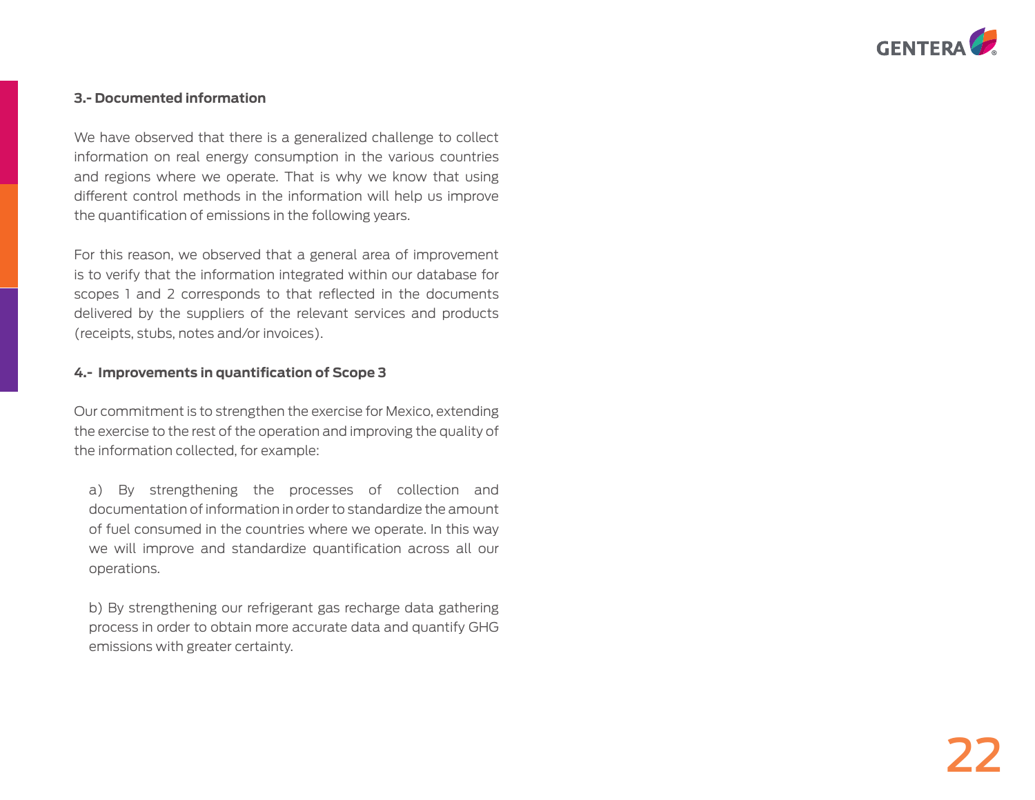### 3.- Documented information

We have observed that there is a generalized challenge to collect information on real energy consumption in the various countries and regions where we operate. That is why we know that using different control methods in the information will help us improve the quantification of emissions in the following years.

For this reason, we observed that a general area of improvement is to verify that the information integrated within our database for scopes 1 and 2 corresponds to that reflected in the documents delivered by the suppliers of the relevant services and products (receipts, stubs, notes and/or invoices).

### 4.- Improvements in quantification of Scope 3

Our commitment is to strengthen the exercise for Mexico, extending the exercise to the rest of the operation and improving the quality of the information collected, for example:

a) By strengthening the processes of collection and documentation of information in order to standardize the amount of fuel consumed in the countries where we operate. In this way we will improve and standardize quantification across all our operations.

b) By strengthening our refrigerant gas recharge data gathering process in order to obtain more accurate data and quantify GHG emissions with greater certainty.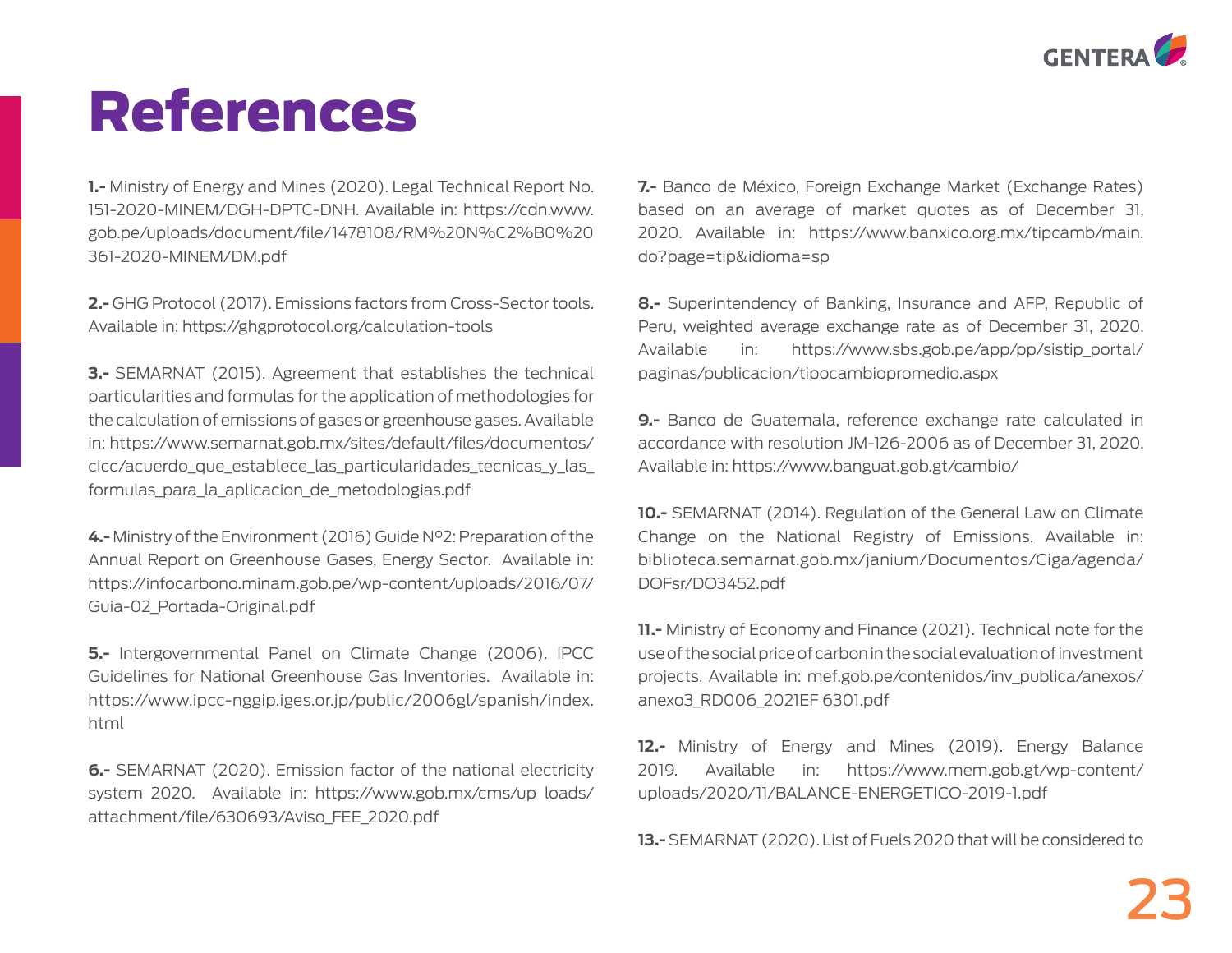# References

**1.-** Ministry of Energy and Mines (2020). Legal Technical Report No. 151-2020-MINEM/DGH-DPTC-DNH. Available in: https://cdn.www.gob.pe/uploads/document/file/1478108/RM%20N%C2%B0%20361-2020-MINEM/DM.pdf

**2.-** GHG Protocol (2017). Emissions factors from Cross-Sector tools. Available in: https://ghgprotocol.org/calculation-tools

**3.-** SEMARNAT (2015). Agreement that establishes the technical particularities and formulas for the application of methodologies for the calculation of emissions of gases or greenhouse gases. Available in: https://www.semarnat.gob.mx/sites/default/files/documentos/cicc/acuerdo_que_establece_las_particularidades_tecnicas_y_las_formulas_para_la_aplicacion_de_metodologias.pdf

**4.-** Ministry of the Environment (2016) Guide Nº2: Preparation of the Annual Report on Greenhouse Gases, Energy Sector. Available in: https://infocarbono.minam.gob.pe/wp-content/uploads/2016/07/Guia-02_Portada-Original.pdf

**5.-** Intergovernmental Panel on Climate Change (2006). IPCC Guidelines for National Greenhouse Gas Inventories. Available in: https://www.ipcc-nggip.iges.or.jp/public/2006gl/spanish/index.html

**6.-** SEMARNAT (2020). Emission factor of the national electricity system 2020. Available in: https://www.gob.mx/cms/up loads/attachment/file/630693/Aviso_FEE_2020.pdf

**7.-** Banco de México, Foreign Exchange Market (Exchange Rates) based on an average of market quotes as of December 31, 2020. Available in: https://www.banxico.org.mx/tipcamb/main.do?page=tip&idioma=sp

**8.-** Superintendency of Banking, Insurance and AFP, Republic of Peru, weighted average exchange rate as of December 31, 2020. Available in: https://www.sbs.gob.pe/app/pp/sistip_portal/paginas/publicacion/tipocambiopromedio.aspx

**9.-** Banco de Guatemala, reference exchange rate calculated in accordance with resolution JM-126-2006 as of December 31, 2020. Available in: https://www.banguat.gob.gt/cambio/

**10.-** SEMARNAT (2014). Regulation of the General Law on Climate Change on the National Registry of Emissions. Available in: biblioteca.semarnat.gob.mx/janium/Documentos/Ciga/agenda/DOFsr/DO3452.pdf

**11.-** Ministry of Economy and Finance (2021). Technical note for the use of the social price of carbon in the social evaluation of investment projects. Available in: mef.gob.pe/contenidos/inv_publica/anexos/anexo3_RD006_2021EF 6301.pdf

**12.-** Ministry of Energy and Mines (2019). Energy Balance 2019. Available in: https://www.mem.gob.gt/wp-content/uploads/2020/11/BALANCE-ENERGETICO-2019-1.pdf

**13.-** SEMARNAT (2020). List of Fuels 2020 that will be considered to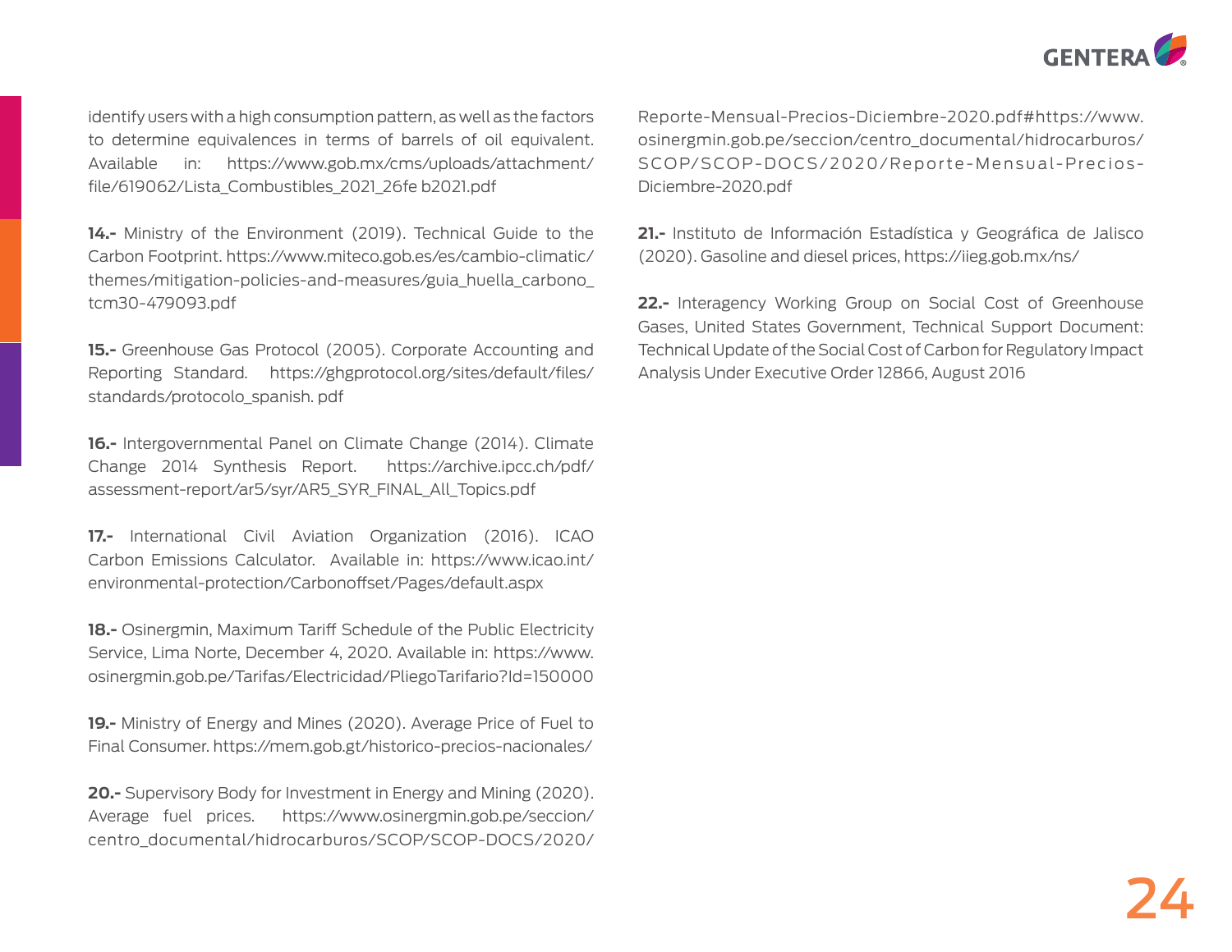identify users with a high consumption pattern, as well as the factors to determine equivalences in terms of barrels of oil equivalent. Available in: https://www.gob.mx/cms/uploads/attachment/file/619062/Lista_Combustibles_2021_26fe b2021.pdf

**14.-** Ministry of the Environment (2019). Technical Guide to the Carbon Footprint. https://www.miteco.gob.es/es/cambio-climatic/themes/mitigation-policies-and-measures/guia_huella_carbono_tcm30-479093.pdf

**15.-** Greenhouse Gas Protocol (2005). Corporate Accounting and Reporting Standard. https://ghgprotocol.org/sites/default/files/standards/protocolo_spanish. pdf

**16.-** Intergovernmental Panel on Climate Change (2014). Climate Change 2014 Synthesis Report. https://archive.ipcc.ch/pdf/assessment-report/ar5/syr/AR5_SYR_FINAL_All_Topics.pdf

**17.-** International Civil Aviation Organization (2016). ICAO Carbon Emissions Calculator. Available in: https://www.icao.int/environmental-protection/Carbonoffset/Pages/default.aspx

**18.-** Osinergmin, Maximum Tariff Schedule of the Public Electricity Service, Lima Norte, December 4, 2020. Available in: https://www.osinergmin.gob.pe/Tarifas/Electricidad/PliegoTarifario?Id=150000

**19.-** Ministry of Energy and Mines (2020). Average Price of Fuel to Final Consumer. https://mem.gob.gt/historico-precios-nacionales/

**20.-** Supervisory Body for Investment in Energy and Mining (2020). Average fuel prices. https://www.osinergmin.gob.pe/seccion/centro_documental/hidrocarburos/SCOP/SCOP-DOCS/2020/Reporte-Mensual-Precios-Diciembre-2020.pdf#https://www.osinergmin.gob.pe/seccion/centro_documental/hidrocarburos/SCOP/SCOP-DOCS/2020/Reporte-Mensual-Precios-Diciembre-2020.pdf

**21.-** Instituto de Información Estadística y Geográfica de Jalisco (2020). Gasoline and diesel prices, https://iieg.gob.mx/ns/

**22.-** Interagency Working Group on Social Cost of Greenhouse Gases, United States Government, Technical Support Document: Technical Update of the Social Cost of Carbon for Regulatory Impact Analysis Under Executive Order 12866, August 2016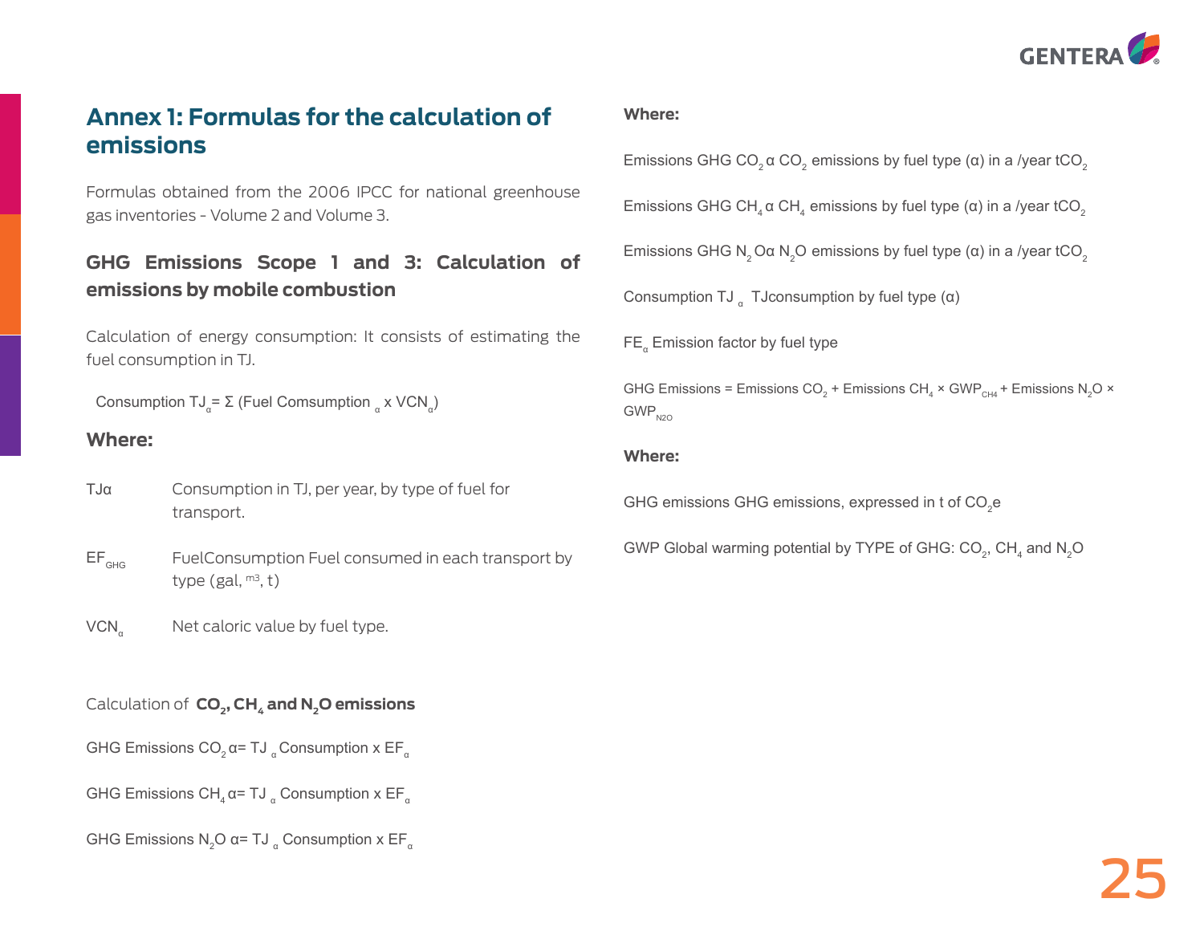# Annex 1: Formulas for the calculation of emissions

Formulas obtained from the 2006 IPCC for national greenhouse gas inventories - Volume 2 and Volume 3.

## GHG Emissions Scope 1 and 3: Calculation of emissions by mobile combustion

Calculation of energy consumption: It consists of estimating the fuel consumption in TJ.

$$\text{Consumption } TJ_{\alpha} = \Sigma\ (\text{Fuel Comsumption}_{\alpha} \times VCN_{\alpha})$$

### Where:

| | |
|---|---|
| $TJ\alpha$ | Consumption in TJ, per year, by type of fuel for transport. |
| $EF_{GHG}$ | FuelConsumption Fuel consumed in each transport by type (gal, $m^3$, t) |
| $VCN_{\alpha}$ | Net caloric value by fuel type. |

Calculation of **$CO_2$, $CH_4$ and $N_2O$ emissions**

$$\text{GHG Emissions } CO_2\alpha = TJ_{\alpha}\ \text{Consumption} \times EF_{\alpha}$$

$$\text{GHG Emissions } CH_4\alpha = TJ_{\alpha}\ \text{Consumption} \times EF_{\alpha}$$

$$\text{GHG Emissions } N_2O\ \alpha = TJ_{\alpha}\ \text{Consumption} \times EF_{\alpha}$$

### Where:

Emissions GHG $CO_2\ \alpha$ $CO_2$ emissions by fuel type (α) in a /year $tCO_2$

Emissions GHG $CH_4\ \alpha$ $CH_4$ emissions by fuel type (α) in a /year $tCO_2$

Emissions GHG $N_2O\alpha$ $N_2O$ emissions by fuel type (α) in a /year $tCO_2$

Consumption $TJ_{\alpha}$ TJconsumption by fuel type (α)

$FE_{\alpha}$ Emission factor by fuel type

$$\text{GHG Emissions} = \text{Emissions } CO_2 + \text{Emissions } CH_4 \times GWP_{CH4} + \text{Emissions } N_2O \times GWP_{N2O}$$

### Where:

GHG emissions GHG emissions, expressed in t of $CO_2e$

GWP Global warming potential by TYPE of GHG: $CO_2$, $CH_4$ and $N_2O$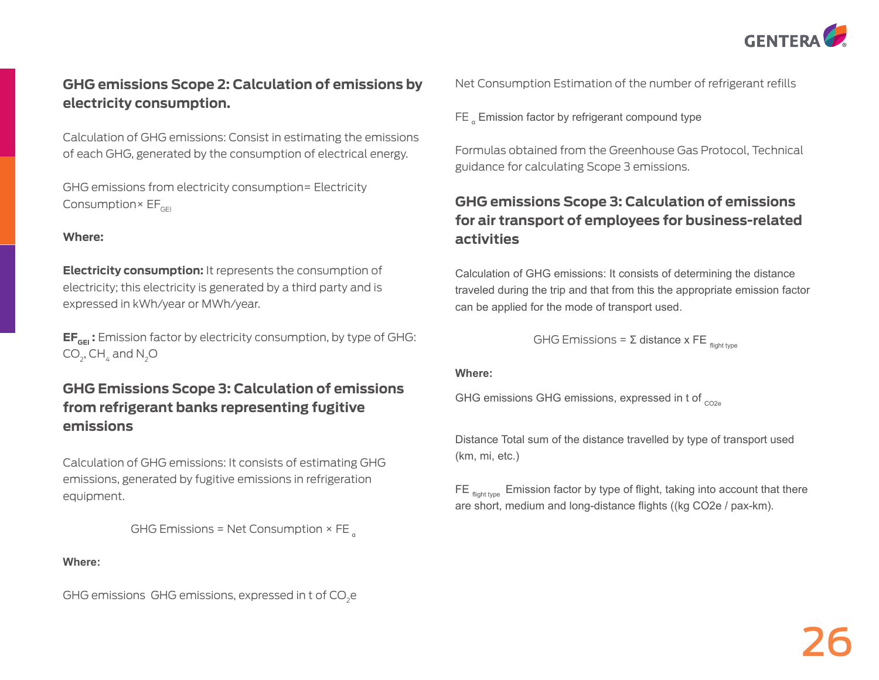## GHG emissions Scope 2: Calculation of emissions by electricity consumption.

Calculation of GHG emissions: Consist in estimating the emissions of each GHG, generated by the consumption of electrical energy.

GHG emissions from electricity consumption= Electricity Consumption× $EF_{GEI}$

**Where:**

**Electricity consumption:** It represents the consumption of electricity; this electricity is generated by a third party and is expressed in kWh/year or MWh/year.

**$EF_{GEI}$ :** Emission factor by electricity consumption, by type of GHG: $CO_2$, $CH_4$ and $N_2O$

## GHG Emissions Scope 3: Calculation of emissions from refrigerant banks representing fugitive emissions

Calculation of GHG emissions: It consists of estimating GHG emissions, generated by fugitive emissions in refrigeration equipment.

$$\text{GHG Emissions} = \text{Net Consumption} \times FE_{\alpha}$$

**Where:**

GHG emissions  GHG emissions, expressed in t of $CO_2e$

Net Consumption Estimation of the number of refrigerant refills

$FE_{\alpha}$ Emission factor by refrigerant compound type

Formulas obtained from the Greenhouse Gas Protocol, Technical guidance for calculating Scope 3 emissions.

## GHG emissions Scope 3: Calculation of emissions for air transport of employees for business-related activities

Calculation of GHG emissions: It consists of determining the distance traveled during the trip and that from this the appropriate emission factor can be applied for the mode of transport used.

$$\text{GHG Emissions} = \Sigma \text{ distance x } FE_{\text{flight type}}$$

**Where:**

GHG emissions GHG emissions, expressed in t of $_{CO2e}$

Distance Total sum of the distance travelled by type of transport used (km, mi, etc.)

$FE_{\text{flight type}}$ Emission factor by type of flight, taking into account that there are short, medium and long-distance flights ((kg CO2e / pax-km).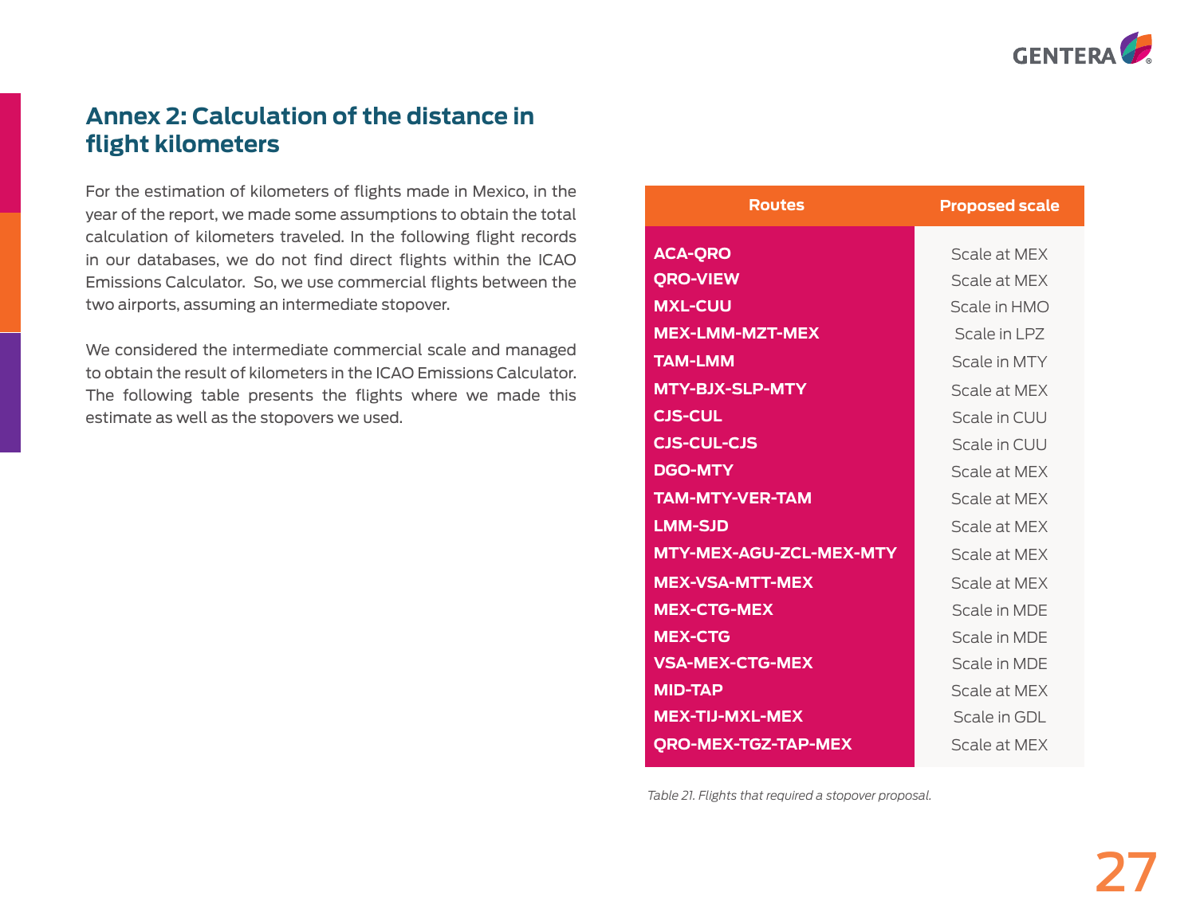## Annex 2: Calculation of the distance in flight kilometers

For the estimation of kilometers of flights made in Mexico, in the year of the report, we made some assumptions to obtain the total calculation of kilometers traveled. In the following flight records in our databases, we do not find direct flights within the ICAO Emissions Calculator. So, we use commercial flights between the two airports, assuming an intermediate stopover.

We considered the intermediate commercial scale and managed to obtain the result of kilometers in the ICAO Emissions Calculator. The following table presents the flights where we made this estimate as well as the stopovers we used.

| Routes | Proposed scale |
|---|---|
| ACA-QRO | Scale at MEX |
| QRO-VIEW | Scale at MEX |
| MXL-CUU | Scale in HMO |
| MEX-LMM-MZT-MEX | Scale in LPZ |
| TAM-LMM | Scale in MTY |
| MTY-BJX-SLP-MTY | Scale at MEX |
| CJS-CUL | Scale in CUU |
| CJS-CUL-CJS | Scale in CUU |
| DGO-MTY | Scale at MEX |
| TAM-MTY-VER-TAM | Scale at MEX |
| LMM-SJD | Scale at MEX |
| MTY-MEX-AGU-ZCL-MEX-MTY | Scale at MEX |
| MEX-VSA-MTT-MEX | Scale at MEX |
| MEX-CTG-MEX | Scale in MDE |
| MEX-CTG | Scale in MDE |
| VSA-MEX-CTG-MEX | Scale in MDE |
| MID-TAP | Scale at MEX |
| MEX-TIJ-MXL-MEX | Scale in GDL |
| QRO-MEX-TGZ-TAP-MEX | Scale at MEX |

*Table 21. Flights that required a stopover proposal.*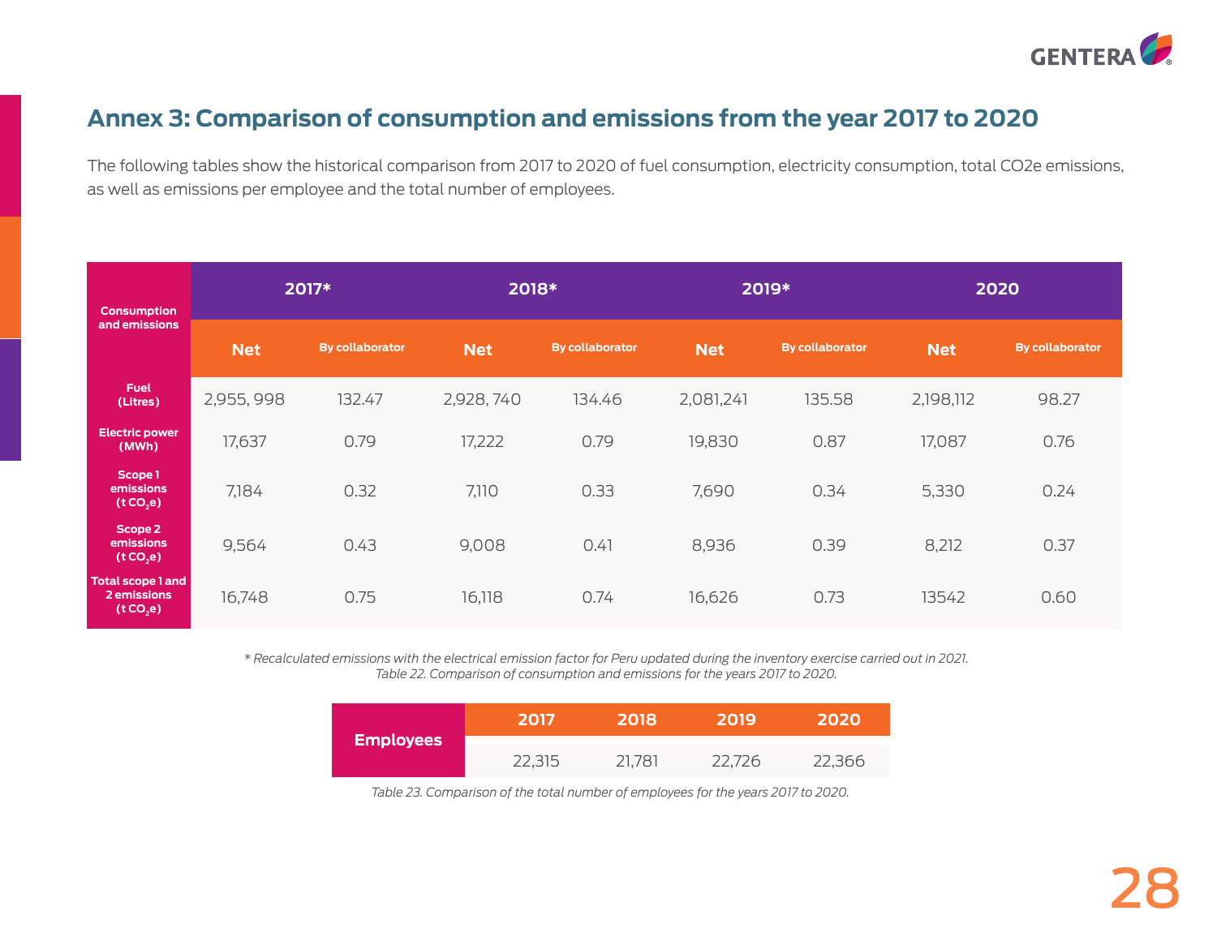## Annex 3: Comparison of consumption and emissions from the year 2017 to 2020

The following tables show the historical comparison from 2017 to 2020 of fuel consumption, electricity consumption, total CO2e emissions, as well as emissions per employee and the total number of employees.

| Consumption and emissions | 2017* | | 2018* | | 2019* | | 2020 | |
|---|---|---|---|---|---|---|---|---|
| | Net | By collaborator | Net | By collaborator | Net | By collaborator | Net | By collaborator |
| Fuel (Litres) | 2,955, 998 | 132.47 | 2,928, 740 | 134.46 | 2,081,241 | 135.58 | 2,198,112 | 98.27 |
| Electric power (MWh) | 17,637 | 0.79 | 17,222 | 0.79 | 19,830 | 0.87 | 17,087 | 0.76 |
| Scope 1 emissions (t $CO_2e$) | 7,184 | 0.32 | 7,110 | 0.33 | 7,690 | 0.34 | 5,330 | 0.24 |
| Scope 2 emissions (t $CO_2e$) | 9,564 | 0.43 | 9,008 | 0.41 | 8,936 | 0.39 | 8,212 | 0.37 |
| Total scope 1 and 2 emissions (t $CO_2e$) | 16,748 | 0.75 | 16,118 | 0.74 | 16,626 | 0.73 | 13542 | 0.60 |

*\* Recalculated emissions with the electrical emission factor for Peru updated during the inventory exercise carried out in 2021.*
*Table 22. Comparison of consumption and emissions for the years 2017 to 2020.*

| | 2017 | 2018 | 2019 | 2020 |
|---|---|---|---|---|
| Employees | 22,315 | 21,781 | 22,726 | 22,366 |

*Table 23. Comparison of the total number of employees for the years 2017 to 2020.*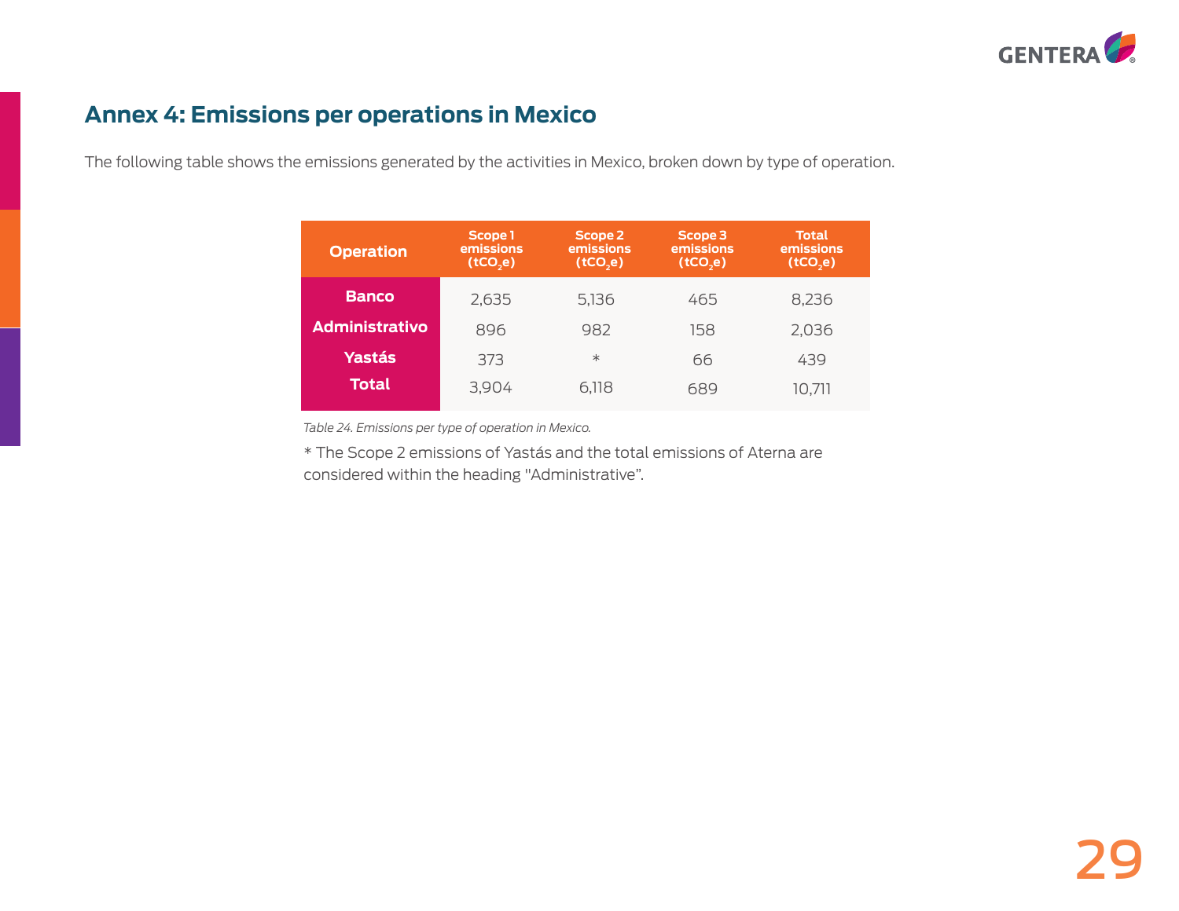## Annex 4: Emissions per operations in Mexico

The following table shows the emissions generated by the activities in Mexico, broken down by type of operation.

| Operation | Scope 1 emissions ($tCO_2e$) | Scope 2 emissions ($tCO_2e$) | Scope 3 emissions ($tCO_2e$) | Total emissions ($tCO_2e$) |
|---|---|---|---|---|
| **Banco** | 2,635 | 5,136 | 465 | 8,236 |
| **Administrativo** | 896 | 982 | 158 | 2,036 |
| **Yastás** | 373 | * | 66 | 439 |
| **Total** | 3,904 | 6,118 | 689 | 10,711 |

*Table 24. Emissions per type of operation in Mexico.*

* The Scope 2 emissions of Yastás and the total emissions of Aterna are considered within the heading "Administrative".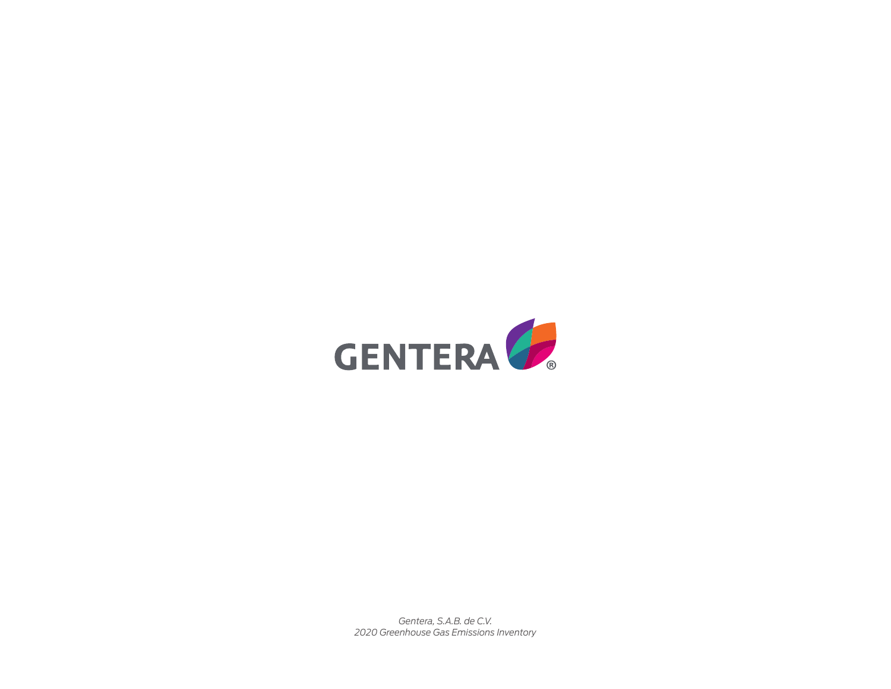GENTERA®

*Gentera, S.A.B. de C.V.*
*2020 Greenhouse Gas Emissions Inventory*